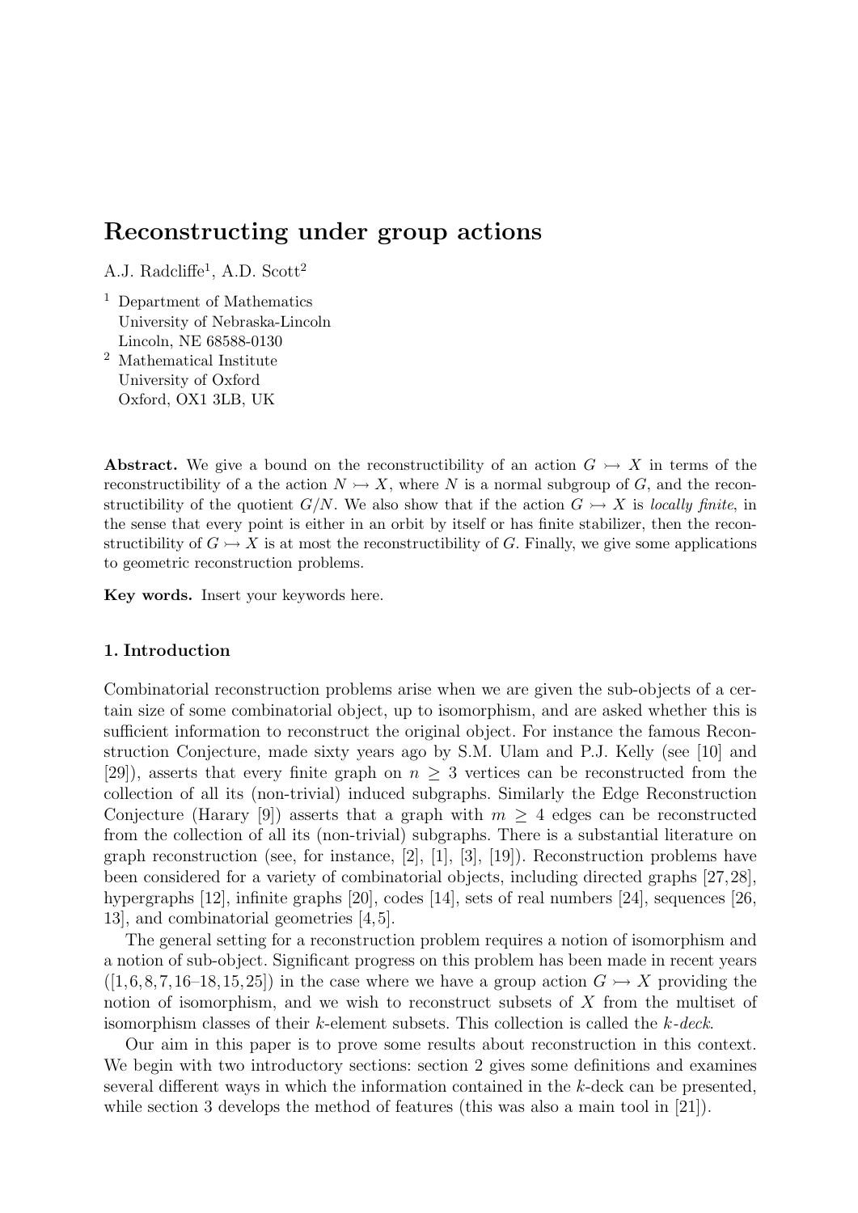# Reconstructing under group actions

A.J. Radcliffe[1], A.D. Scott[2]

[1] Department of Mathematics
University of Nebraska-Lincoln
Lincoln, NE 68588-0130

[2] Mathematical Institute
University of Oxford
Oxford, OX1 3LB, UK

**Abstract.** We give a bound on the reconstructibility of an action $G \rightarrowtail X$ in terms of the reconstructibility of a the action $N \rightarrowtail X$, where $N$ is a normal subgroup of $G$, and the reconstructibility of the quotient $G/N$. We also show that if the action $G \rightarrowtail X$ is *locally finite*, in the sense that every point is either in an orbit by itself or has finite stabilizer, then the reconstructibility of $G \rightarrowtail X$ is at most the reconstructibility of $G$. Finally, we give some applications to geometric reconstruction problems.

**Key words.** Insert your keywords here.

## 1. Introduction

Combinatorial reconstruction problems arise when we are given the sub-objects of a certain size of some combinatorial object, up to isomorphism, and are asked whether this is sufficient information to reconstruct the original object. For instance the famous Reconstruction Conjecture, made sixty years ago by S.M. Ulam and P.J. Kelly (see [10] and [29]), asserts that every finite graph on $n \geq 3$ vertices can be reconstructed from the collection of all its (non-trivial) induced subgraphs. Similarly the Edge Reconstruction Conjecture (Harary [9]) asserts that a graph with $m \geq 4$ edges can be reconstructed from the collection of all its (non-trivial) subgraphs. There is a substantial literature on graph reconstruction (see, for instance, [2], [1], [3], [19]). Reconstruction problems have been considered for a variety of combinatorial objects, including directed graphs [27,28], hypergraphs [12], infinite graphs [20], codes [14], sets of real numbers [24], sequences [26, 13], and combinatorial geometries [4,5].

The general setting for a reconstruction problem requires a notion of isomorphism and a notion of sub-object. Significant progress on this problem has been made in recent years ([1,6,8,7,16–18,15,25]) in the case where we have a group action $G \rightarrowtail X$ providing the notion of isomorphism, and we wish to reconstruct subsets of $X$ from the multiset of isomorphism classes of their $k$-element subsets. This collection is called the *$k$-deck*.

Our aim in this paper is to prove some results about reconstruction in this context. We begin with two introductory sections: section 2 gives some definitions and examines several different ways in which the information contained in the $k$-deck can be presented, while section 3 develops the method of features (this was also a main tool in [21]).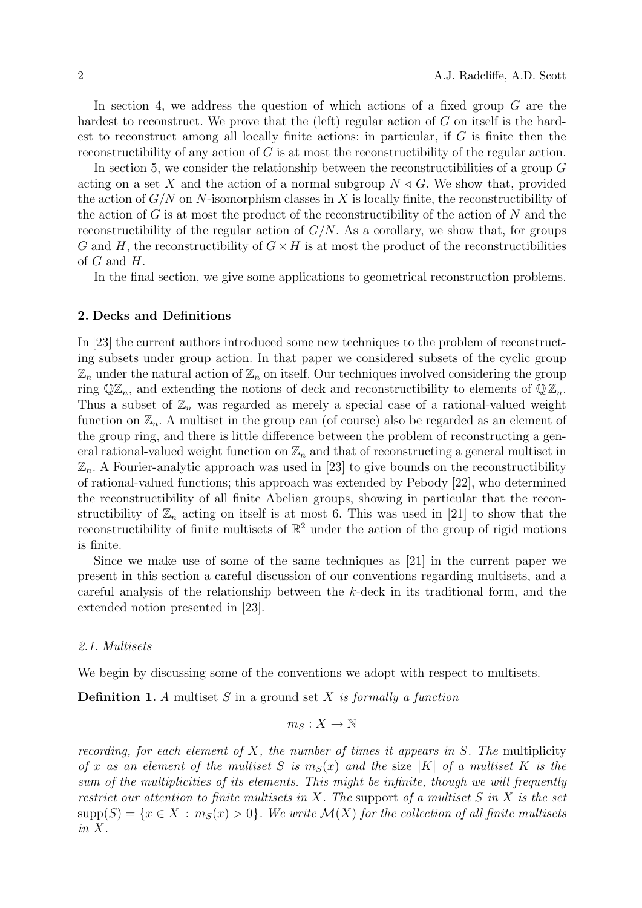In section 4, we address the question of which actions of a fixed group $G$ are the hardest to reconstruct. We prove that the (left) regular action of $G$ on itself is the hardest to reconstruct among all locally finite actions: in particular, if $G$ is finite then the reconstructibility of any action of $G$ is at most the reconstructibility of the regular action.

In section 5, we consider the relationship between the reconstructibilities of a group $G$ acting on a set $X$ and the action of a normal subgroup $N \triangleleft G$. We show that, provided the action of $G/N$ on $N$-isomorphism classes in $X$ is locally finite, the reconstructibility of the action of $G$ is at most the product of the reconstructibility of the action of $N$ and the reconstructibility of the regular action of $G/N$. As a corollary, we show that, for groups $G$ and $H$, the reconstructibility of $G \times H$ is at most the product of the reconstructibilities of $G$ and $H$.

In the final section, we give some applications to geometrical reconstruction problems.

## 2. Decks and Definitions

In [23] the current authors introduced some new techniques to the problem of reconstructing subsets under group action. In that paper we considered subsets of the cyclic group $\mathbb{Z}_n$ under the natural action of $\mathbb{Z}_n$ on itself. Our techniques involved considering the group ring $\mathbb{Q}\mathbb{Z}_n$, and extending the notions of deck and reconstructibility to elements of $\mathbb{Q}\mathbb{Z}_n$. Thus a subset of $\mathbb{Z}_n$ was regarded as merely a special case of a rational-valued weight function on $\mathbb{Z}_n$. A multiset in the group can (of course) also be regarded as an element of the group ring, and there is little difference between the problem of reconstructing a general rational-valued weight function on $\mathbb{Z}_n$ and that of reconstructing a general multiset in $\mathbb{Z}_n$. A Fourier-analytic approach was used in [23] to give bounds on the reconstructibility of rational-valued functions; this approach was extended by Pebody [22], who determined the reconstructibility of all finite Abelian groups, showing in particular that the reconstructibility of $\mathbb{Z}_n$ acting on itself is at most 6. This was used in [21] to show that the reconstructibility of finite multisets of $\mathbb{R}^2$ under the action of the group of rigid motions is finite.

Since we make use of some of the same techniques as [21] in the current paper we present in this section a careful discussion of our conventions regarding multisets, and a careful analysis of the relationship between the $k$-deck in its traditional form, and the extended notion presented in [23].

### 2.1. Multisets

We begin by discussing some of the conventions we adopt with respect to multisets.

**Definition 1.** *A* multiset $S$ in a ground set $X$ *is formally a function*

$$m_S : X \to \mathbb{N}$$

*recording, for each element of $X$, the number of times it appears in $S$. The* multiplicity *of $x$ as an element of the multiset $S$ is $m_S(x)$ and the* size $|K|$ *of a multiset $K$ is the sum of the multiplicities of its elements. This might be infinite, though we will frequently restrict our attention to finite multisets in $X$. The* support *of a multiset $S$ in $X$ is the set $\operatorname{supp}(S) = \{x \in X : m_S(x) > 0\}$. We write $\mathcal{M}(X)$ for the collection of all finite multisets in $X$.*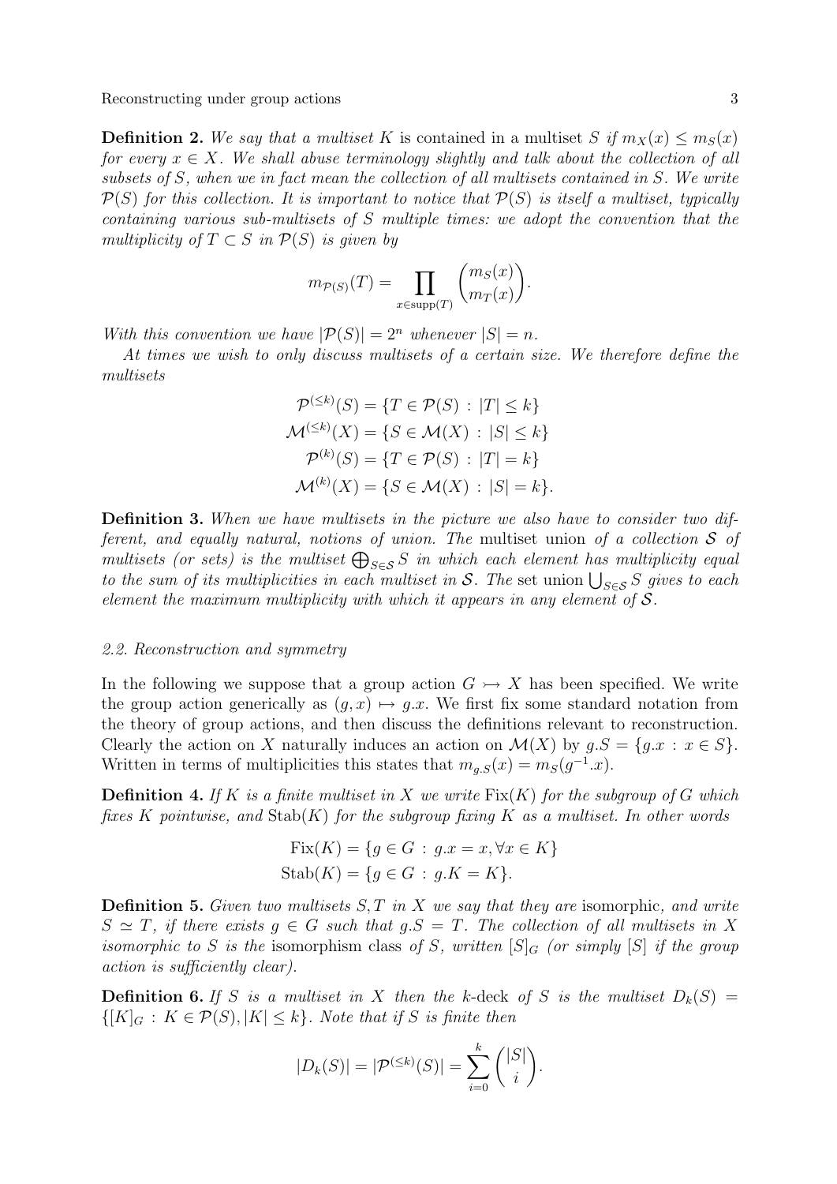**Definition 2.** *We say that a multiset* $K$ *is contained in a multiset* $S$ *if* $m_X(x) \leq m_S(x)$ *for every* $x \in X$*. We shall abuse terminology slightly and talk about the collection of all subsets of* $S$*, when we in fact mean the collection of all multisets contained in* $S$*. We write* $\mathcal{P}(S)$ *for this collection. It is important to notice that* $\mathcal{P}(S)$ *is itself a multiset, typically containing various sub-multisets of* $S$ *multiple times: we adopt the convention that the multiplicity of* $T \subset S$ *in* $\mathcal{P}(S)$ *is given by*

$$m_{\mathcal{P}(S)}(T) = \prod_{x \in \operatorname{supp}(T)} \binom{m_S(x)}{m_T(x)}.$$

*With this convention we have* $|\mathcal{P}(S)| = 2^n$ *whenever* $|S| = n$*.*

*At times we wish to only discuss multisets of a certain size. We therefore define the multisets*

$$\begin{aligned}
\mathcal{P}^{(\leq k)}(S) &= \{T \in \mathcal{P}(S) \,:\, |T| \leq k\} \\
\mathcal{M}^{(\leq k)}(X) &= \{S \in \mathcal{M}(X) \,:\, |S| \leq k\} \\
\mathcal{P}^{(k)}(S) &= \{T \in \mathcal{P}(S) \,:\, |T| = k\} \\
\mathcal{M}^{(k)}(X) &= \{S \in \mathcal{M}(X) \,:\, |S| = k\}.
\end{aligned}$$

**Definition 3.** *When we have multisets in the picture we also have to consider two different, and equally natural, notions of union. The* multiset union *of a collection* $\mathcal{S}$ *of multisets (or sets) is the multiset* $\bigoplus_{S \in \mathcal{S}} S$ *in which each element has multiplicity equal to the sum of its multiplicities in each multiset in* $\mathcal{S}$*. The* set union $\bigcup_{S \in \mathcal{S}} S$ *gives to each element the maximum multiplicity with which it appears in any element of* $\mathcal{S}$*.*

### 2.2. Reconstruction and symmetry

In the following we suppose that a group action $G \rightarrowtail X$ has been specified. We write the group action generically as $(g, x) \mapsto g.x$. We first fix some standard notation from the theory of group actions, and then discuss the definitions relevant to reconstruction. Clearly the action on $X$ naturally induces an action on $\mathcal{M}(X)$ by $g.S = \{g.x \,:\, x \in S\}$. Written in terms of multiplicities this states that $m_{g.S}(x) = m_S(g^{-1}.x)$.

**Definition 4.** *If* $K$ *is a finite multiset in* $X$ *we write* $\operatorname{Fix}(K)$ *for the subgroup of* $G$ *which fixes* $K$ *pointwise, and* $\operatorname{Stab}(K)$ *for the subgroup fixing* $K$ *as a multiset. In other words*

$$\begin{aligned}
\operatorname{Fix}(K) &= \{g \in G \,:\, g.x = x, \forall x \in K\} \\
\operatorname{Stab}(K) &= \{g \in G \,:\, g.K = K\}.
\end{aligned}$$

**Definition 5.** *Given two multisets* $S, T$ *in* $X$ *we say that they are* isomorphic*, and write* $S \simeq T$*, if there exists* $g \in G$ *such that* $g.S = T$*. The collection of all multisets in* $X$ *isomorphic to* $S$ *is the* isomorphism class *of* $S$*, written* $[S]_G$ *(or simply* $[S]$ *if the group action is sufficiently clear).*

**Definition 6.** *If* $S$ *is a multiset in* $X$ *then the* $k$*-deck of* $S$ *is the multiset* $D_k(S) = \{[K]_G \,:\, K \in \mathcal{P}(S), |K| \leq k\}$*. Note that if* $S$ *is finite then*

$$|D_k(S)| = |\mathcal{P}^{(\leq k)}(S)| = \sum_{i=0}^{k} \binom{|S|}{i}.$$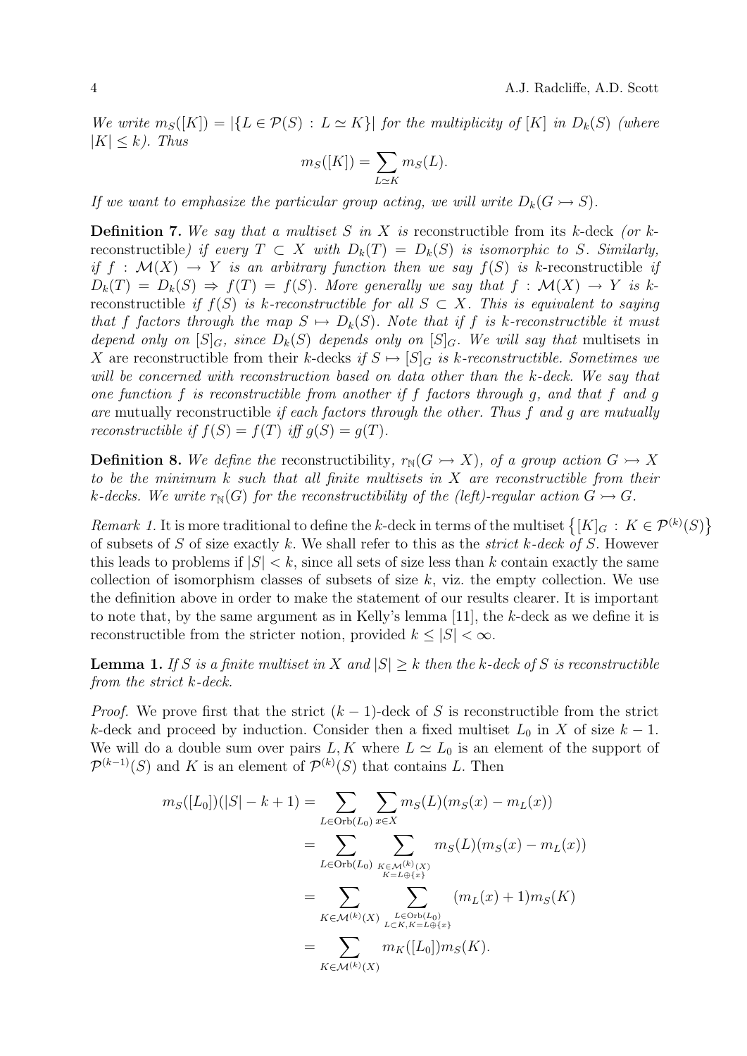*We write $m_S([K]) = |\{L \in \mathcal{P}(S) : L \simeq K\}|$ for the multiplicity of $[K]$ in $D_k(S)$ (where $|K| \leq k$). Thus*

$$m_S([K]) = \sum_{L \simeq K} m_S(L).$$

*If we want to emphasize the particular group acting, we will write $D_k(G \rightarrowtail S)$.*

**Definition 7.** *We say that a multiset $S$ in $X$ is* reconstructible *from its $k$-deck (or $k$-*reconstructible*) if every $T \subset X$ with $D_k(T) = D_k(S)$ is isomorphic to $S$. Similarly, if $f : \mathcal{M}(X) \to Y$ is an arbitrary function then we say $f(S)$ is $k$-*reconstructible *if $D_k(T) = D_k(S) \Rightarrow f(T) = f(S)$. More generally we say that $f : \mathcal{M}(X) \to Y$ is $k$-*reconstructible *if $f(S)$ is $k$-reconstructible for all $S \subset X$. This is equivalent to saying that $f$ factors through the map $S \mapsto D_k(S)$. Note that if $f$ is $k$-reconstructible it must depend only on $[S]_G$, since $D_k(S)$ depends only on $[S]_G$. We will say that* multisets in $X$ are reconstructible from their $k$-decks *if $S \mapsto [S]_G$ is $k$-reconstructible. Sometimes we will be concerned with reconstruction based on data other than the $k$-deck. We say that one function $f$ is reconstructible from another if $f$ factors through $g$, and that $f$ and $g$ are* mutually reconstructible *if each factors through the other. Thus $f$ and $g$ are mutually reconstructible if $f(S) = f(T)$ iff $g(S) = g(T)$.*

**Definition 8.** *We define the* reconstructibility*, $r_{\mathbb{N}}(G \rightarrowtail X)$, of a group action $G \rightarrowtail X$ to be the minimum $k$ such that all finite multisets in $X$ are reconstructible from their $k$-decks. We write $r_{\mathbb{N}}(G)$ for the reconstructibility of the (left)-regular action $G \rightarrowtail G$.*

*Remark 1.* It is more traditional to define the $k$-deck in terms of the multiset $\{[K]_G : K \in \mathcal{P}^{(k)}(S)\}$ of subsets of $S$ of size exactly $k$. We shall refer to this as the *strict $k$-deck of $S$*. However this leads to problems if $|S| < k$, since all sets of size less than $k$ contain exactly the same collection of isomorphism classes of subsets of size $k$, viz. the empty collection. We use the definition above in order to make the statement of our results clearer. It is important to note that, by the same argument as in Kelly's lemma [11], the $k$-deck as we define it is reconstructible from the stricter notion, provided $k \leq |S| < \infty$.

**Lemma 1.** *If $S$ is a finite multiset in $X$ and $|S| \geq k$ then the $k$-deck of $S$ is reconstructible from the strict $k$-deck.*

*Proof.* We prove first that the strict $(k-1)$-deck of $S$ is reconstructible from the strict $k$-deck and proceed by induction. Consider then a fixed multiset $L_0$ in $X$ of size $k-1$. We will do a double sum over pairs $L, K$ where $L \simeq L_0$ is an element of the support of $\mathcal{P}^{(k-1)}(S)$ and $K$ is an element of $\mathcal{P}^{(k)}(S)$ that contains $L$. Then

$$\begin{aligned}
m_S([L_0])(|S| - k + 1) &= \sum_{L \in \mathrm{Orb}(L_0)} \sum_{x \in X} m_S(L)(m_S(x) - m_L(x)) \\
&= \sum_{L \in \mathrm{Orb}(L_0)} \sum_{\substack{K \in \mathcal{M}^{(k)}(X) \\ K = L \oplus \{x\}}} m_S(L)(m_S(x) - m_L(x)) \\
&= \sum_{K \in \mathcal{M}^{(k)}(X)} \sum_{\substack{L \in \mathrm{Orb}(L_0) \\ L \subset K, K = L \oplus \{x\}}} (m_L(x) + 1) m_S(K) \\
&= \sum_{K \in \mathcal{M}^{(k)}(X)} m_K([L_0]) m_S(K).
\end{aligned}$$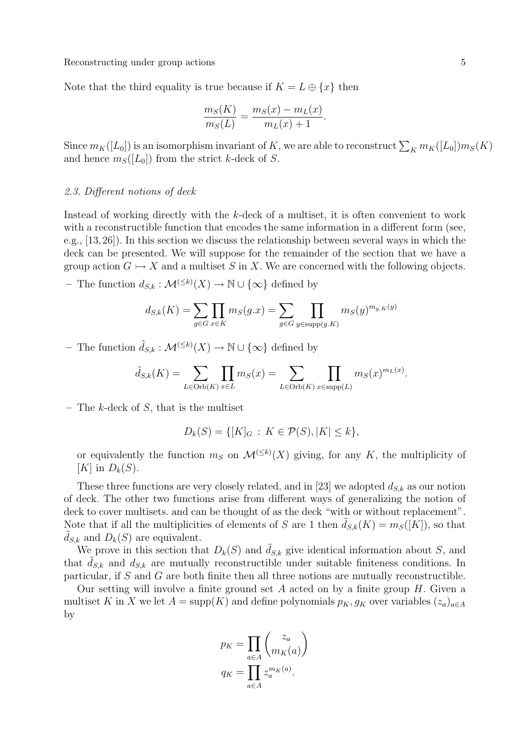Note that the third equality is true because if $K = L \oplus \{x\}$ then

$$\frac{m_S(K)}{m_S(L)} = \frac{m_S(x) - m_L(x)}{m_L(x) + 1}.$$

Since $m_K([L_0])$ is an isomorphism invariant of $K$, we are able to reconstruct $\sum_K m_K([L_0]) m_S(K)$ and hence $m_S([L_0])$ from the strict $k$-deck of $S$.

### 2.3. Different notions of deck

Instead of working directly with the $k$-deck of a multiset, it is often convenient to work with a reconstructible function that encodes the same information in a different form (see, e.g., [13, 26]). In this section we discuss the relationship between several ways in which the deck can be presented. We will suppose for the remainder of the section that we have a group action $G \rightarrowtail X$ and a multiset $S$ in $X$. We are concerned with the following objects.

– The function $d_{S,k} : \mathcal{M}^{(\leq k)}(X) \to \mathbb{N} \cup \{\infty\}$ defined by

$$d_{S,k}(K) = \sum_{g \in G} \prod_{x \in K} m_S(g.x) = \sum_{g \in G} \prod_{y \in \mathrm{supp}(g.K)} m_S(y)^{m_{g.K}(y)}$$

– The function $\tilde{d}_{S,k} : \mathcal{M}^{(\leq k)}(X) \to \mathbb{N} \cup \{\infty\}$ defined by

$$\tilde{d}_{S,k}(K) = \sum_{L \in \mathrm{Orb}(K)} \prod_{x \in L} m_S(x) = \sum_{L \in \mathrm{Orb}(K)} \prod_{x \in \mathrm{supp}(L)} m_S(x)^{m_L(x)}.$$

– The $k$-deck of $S$, that is the multiset

$$D_k(S) = \{[K]_G \,:\, K \in \mathcal{P}(S), |K| \leq k\},$$

or equivalently the function $m_S$ on $\mathcal{M}^{(\leq k)}(X)$ giving, for any $K$, the multiplicity of $[K]$ in $D_k(S)$.

These three functions are very closely related, and in [23] we adopted $d_{S,k}$ as our notion of deck. The other two functions arise from different ways of generalizing the notion of deck to cover multisets. and can be thought of as the deck "with or without replacement". Note that if all the multiplicities of elements of $S$ are 1 then $\tilde{d}_{S,k}(K) = m_S([K])$, so that $\tilde{d}_{S,k}$ and $D_k(S)$ are equivalent.

We prove in this section that $D_k(S)$ and $\tilde{d}_{S,k}$ give identical information about $S$, and that $\tilde{d}_{S,k}$ and $d_{S,k}$ are mutually reconstructible under suitable finiteness conditions. In particular, if $S$ and $G$ are both finite then all three notions are mutually reconstructible.

Our setting will involve a finite ground set $A$ acted on by a finite group $H$. Given a multiset $K$ in $X$ we let $A = \mathrm{supp}(K)$ and define polynomials $p_K, g_K$ over variables $(z_a)_{a \in A}$ by

$$p_K = \prod_{a \in A} \binom{z_a}{m_K(a)}$$

$$q_K = \prod_{a \in A} z_a^{m_K(a)}.$$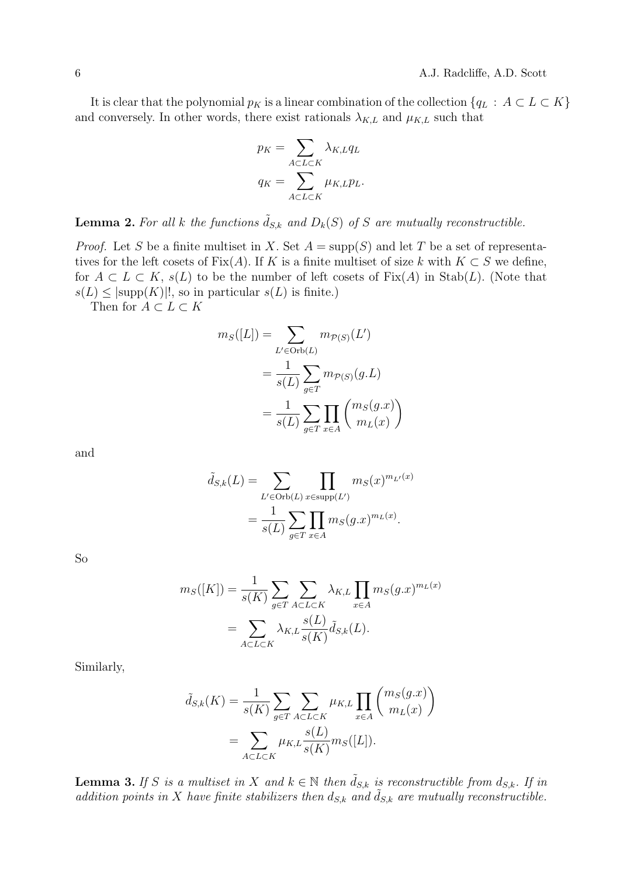It is clear that the polynomial $p_K$ is a linear combination of the collection $\{q_L : A \subset L \subset K\}$ and conversely. In other words, there exist rationals $\lambda_{K,L}$ and $\mu_{K,L}$ such that

$$p_K = \sum_{A \subset L \subset K} \lambda_{K,L} q_L$$
$$q_K = \sum_{A \subset L \subset K} \mu_{K,L} p_L.$$

**Lemma 2.** *For all $k$ the functions $\tilde{d}_{S,k}$ and $D_k(S)$ of $S$ are mutually reconstructible.*

*Proof.* Let $S$ be a finite multiset in $X$. Set $A = \operatorname{supp}(S)$ and let $T$ be a set of representatives for the left cosets of $\operatorname{Fix}(A)$. If $K$ is a finite multiset of size $k$ with $K \subset S$ we define, for $A \subset L \subset K$, $s(L)$ to be the number of left cosets of $\operatorname{Fix}(A)$ in $\operatorname{Stab}(L)$. (Note that $s(L) \leq |\operatorname{supp}(K)|!$, so in particular $s(L)$ is finite.)

Then for $A \subset L \subset K$

$$\begin{aligned}
m_S([L]) &= \sum_{L' \in \operatorname{Orb}(L)} m_{\mathcal{P}(S)}(L') \\
&= \frac{1}{s(L)} \sum_{g \in T} m_{\mathcal{P}(S)}(g.L) \\
&= \frac{1}{s(L)} \sum_{g \in T} \prod_{x \in A} \binom{m_S(g.x)}{m_L(x)}
\end{aligned}$$

and

$$\begin{aligned}
\tilde{d}_{S,k}(L) &= \sum_{L' \in \operatorname{Orb}(L)} \prod_{x \in \operatorname{supp}(L')} m_S(x)^{m_{L'}(x)} \\
&= \frac{1}{s(L)} \sum_{g \in T} \prod_{x \in A} m_S(g.x)^{m_L(x)}.
\end{aligned}$$

So

$$\begin{aligned}
m_S([K]) &= \frac{1}{s(K)} \sum_{g \in T} \sum_{A \subset L \subset K} \lambda_{K,L} \prod_{x \in A} m_S(g.x)^{m_L(x)} \\
&= \sum_{A \subset L \subset K} \lambda_{K,L} \frac{s(L)}{s(K)} \tilde{d}_{S,k}(L).
\end{aligned}$$

Similarly,

$$\begin{aligned}
\tilde{d}_{S,k}(K) &= \frac{1}{s(K)} \sum_{g \in T} \sum_{A \subset L \subset K} \mu_{K,L} \prod_{x \in A} \binom{m_S(g.x)}{m_L(x)} \\
&= \sum_{A \subset L \subset K} \mu_{K,L} \frac{s(L)}{s(K)} m_S([L]).
\end{aligned}$$

**Lemma 3.** *If $S$ is a multiset in $X$ and $k \in \mathbb{N}$ then $\tilde{d}_{S,k}$ is reconstructible from $d_{S,k}$. If in addition points in $X$ have finite stabilizers then $d_{S,k}$ and $\tilde{d}_{S,k}$ are mutually reconstructible.*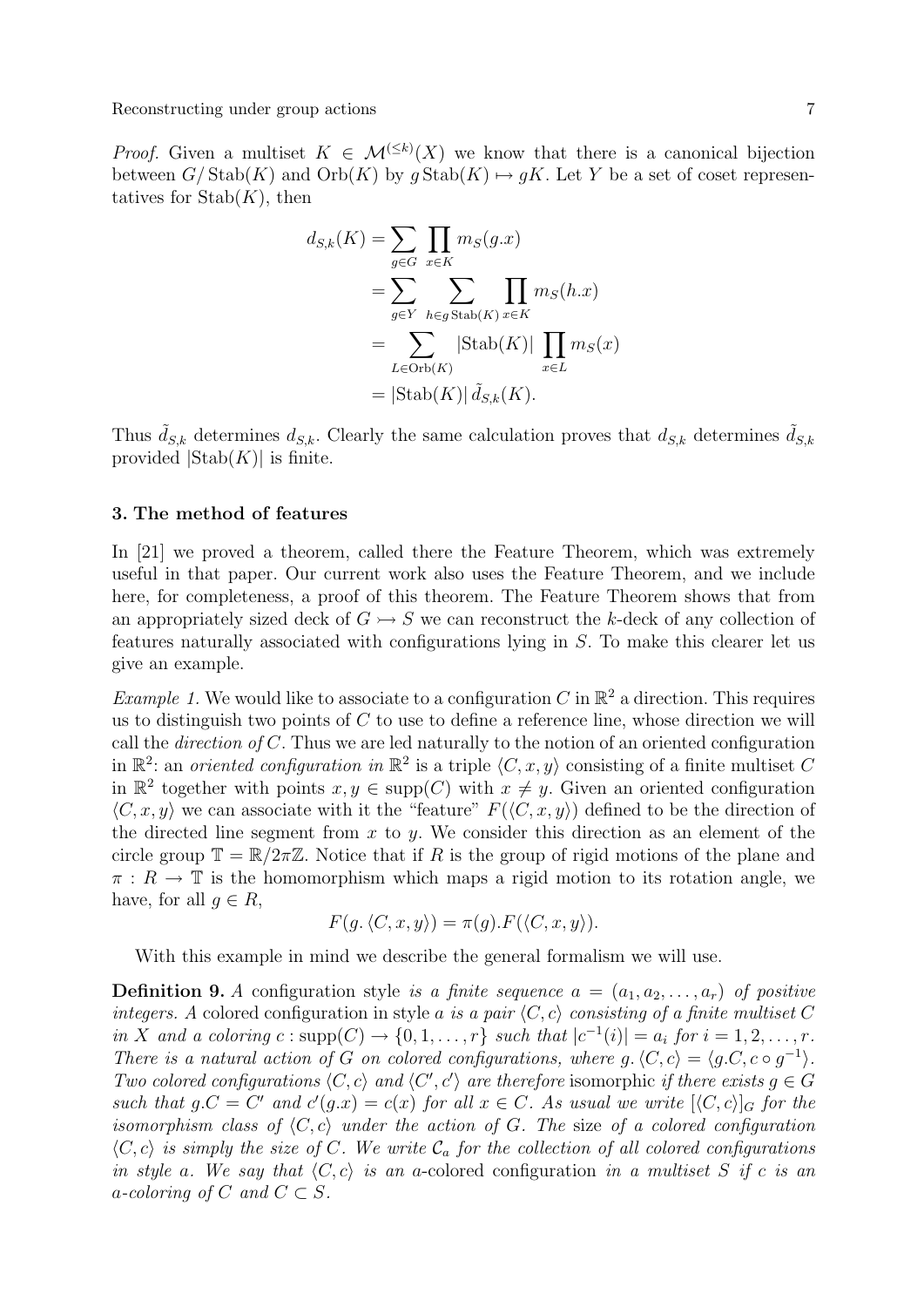*Proof.* Given a multiset $K \in \mathcal{M}^{(\le k)}(X)$ we know that there is a canonical bijection between $G/\operatorname{Stab}(K)$ and $\operatorname{Orb}(K)$ by $g\operatorname{Stab}(K) \mapsto gK$. Let $Y$ be a set of coset representatives for $\operatorname{Stab}(K)$, then

$$
\begin{aligned}
d_{S,k}(K) &= \sum_{g \in G} \prod_{x \in K} m_S(g.x) \\
&= \sum_{g \in Y} \sum_{h \in g\operatorname{Stab}(K)} \prod_{x \in K} m_S(h.x) \\
&= \sum_{L \in \operatorname{Orb}(K)} |\operatorname{Stab}(K)| \prod_{x \in L} m_S(x) \\
&= |\operatorname{Stab}(K)|\, \tilde{d}_{S,k}(K).
\end{aligned}
$$

Thus $\tilde{d}_{S,k}$ determines $d_{S,k}$. Clearly the same calculation proves that $d_{S,k}$ determines $\tilde{d}_{S,k}$ provided $|\operatorname{Stab}(K)|$ is finite.

## 3. The method of features

In [21] we proved a theorem, called there the Feature Theorem, which was extremely useful in that paper. Our current work also uses the Feature Theorem, and we include here, for completeness, a proof of this theorem. The Feature Theorem shows that from an appropriately sized deck of $G \rightarrowtail S$ we can reconstruct the $k$-deck of any collection of features naturally associated with configurations lying in $S$. To make this clearer let us give an example.

*Example 1.* We would like to associate to a configuration $C$ in $\mathbb{R}^2$ a direction. This requires us to distinguish two points of $C$ to use to define a reference line, whose direction we will call the *direction of* $C$. Thus we are led naturally to the notion of an oriented configuration in $\mathbb{R}^2$: an *oriented configuration in* $\mathbb{R}^2$ is a triple $\langle C, x, y\rangle$ consisting of a finite multiset $C$ in $\mathbb{R}^2$ together with points $x, y \in \operatorname{supp}(C)$ with $x \neq y$. Given an oriented configuration $\langle C, x, y\rangle$ we can associate with it the "feature" $F(\langle C, x, y\rangle)$ defined to be the direction of the directed line segment from $x$ to $y$. We consider this direction as an element of the circle group $\mathbb{T} = \mathbb{R}/2\pi\mathbb{Z}$. Notice that if $R$ is the group of rigid motions of the plane and $\pi : R \to \mathbb{T}$ is the homomorphism which maps a rigid motion to its rotation angle, we have, for all $g \in R$,

$$F(g.\langle C, x, y\rangle) = \pi(g).F(\langle C, x, y\rangle).$$

With this example in mind we describe the general formalism we will use.

**Definition 9.** *A* configuration style *is a finite sequence $a = (a_1, a_2, \ldots, a_r)$ of positive integers. A* colored configuration in style $a$ *is a pair $\langle C, c\rangle$ consisting of a finite multiset $C$ in $X$ and a coloring $c : \operatorname{supp}(C) \to \{0, 1, \ldots, r\}$ such that $|c^{-1}(i)| = a_i$ for $i = 1, 2, \ldots, r$. There is a natural action of $G$ on colored configurations, where $g.\langle C, c\rangle = \langle g.C, c \circ g^{-1}\rangle$. Two colored configurations $\langle C, c\rangle$ and $\langle C', c'\rangle$ are therefore* isomorphic *if there exists $g \in G$ such that $g.C = C'$ and $c'(g.x) = c(x)$ for all $x \in C$. As usual we write $[\langle C, c\rangle]_G$ for the isomorphism class of $\langle C, c\rangle$ under the action of $G$. The* size *of a colored configuration $\langle C, c\rangle$ is simply the size of $C$. We write $\mathcal{C}_a$ for the collection of all colored configurations in style $a$. We say that $\langle C, c\rangle$ is an $a$-*colored configuration *in a multiset $S$ if $c$ is an $a$-coloring of $C$ and $C \subset S$.*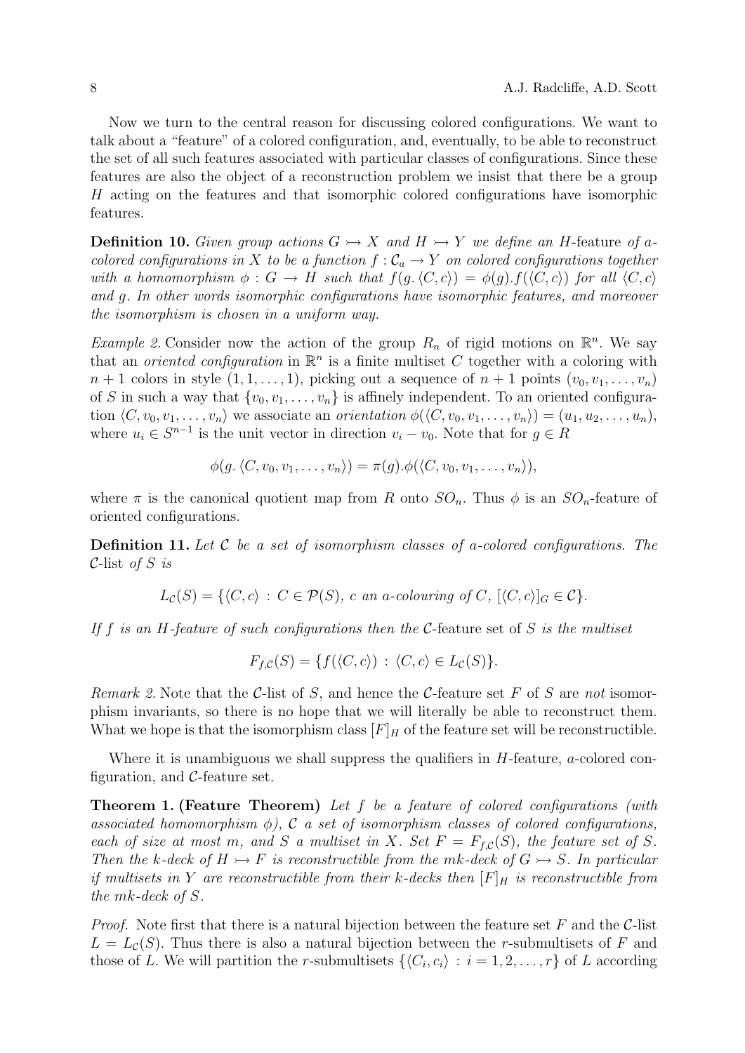Now we turn to the central reason for discussing colored configurations. We want to talk about a "feature" of a colored configuration, and, eventually, to be able to reconstruct the set of all such features associated with particular classes of configurations. Since these features are also the object of a reconstruction problem we insist that there be a group $H$ acting on the features and that isomorphic colored configurations have isomorphic features.

**Definition 10.** *Given group actions $G \rightarrowtail X$ and $H \rightarrowtail Y$ we define an $H$-*feature *of $a$-colored configurations in $X$ to be a function $f : \mathcal{C}_a \to Y$ on colored configurations together with a homomorphism $\phi : G \to H$ such that $f(g.\langle C, c\rangle) = \phi(g).f(\langle C, c\rangle)$ for all $\langle C, c\rangle$ and $g$. In other words isomorphic configurations have isomorphic features, and moreover the isomorphism is chosen in a uniform way.*

*Example 2.* Consider now the action of the group $R_n$ of rigid motions on $\mathbb{R}^n$. We say that an *oriented configuration* in $\mathbb{R}^n$ is a finite multiset $C$ together with a coloring with $n+1$ colors in style $(1, 1, \ldots, 1)$, picking out a sequence of $n+1$ points $(v_0, v_1, \ldots, v_n)$ of $S$ in such a way that $\{v_0, v_1, \ldots, v_n\}$ is affinely independent. To an oriented configuration $\langle C, v_0, v_1, \ldots, v_n\rangle$ we associate an *orientation* $\phi(\langle C, v_0, v_1, \ldots, v_n\rangle) = (u_1, u_2, \ldots, u_n)$, where $u_i \in S^{n-1}$ is the unit vector in direction $v_i - v_0$. Note that for $g \in R$

$$\phi(g.\langle C, v_0, v_1, \ldots, v_n\rangle) = \pi(g).\phi(\langle C, v_0, v_1, \ldots, v_n\rangle),$$

where $\pi$ is the canonical quotient map from $R$ onto $SO_n$. Thus $\phi$ is an $SO_n$-feature of oriented configurations.

**Definition 11.** *Let $\mathcal{C}$ be a set of isomorphism classes of $a$-colored configurations. The $\mathcal{C}$-*list *of $S$ is*

$$L_{\mathcal{C}}(S) = \{\langle C, c\rangle \,:\, C \in \mathcal{P}(S),\ c \text{ an } a\text{-colouring of } C,\ [\langle C, c\rangle]_G \in \mathcal{C}\}.$$

*If $f$ is an $H$-feature of such configurations then the $\mathcal{C}$-*feature set *of $S$ is the multiset*

$$F_{f,\mathcal{C}}(S) = \{f(\langle C, c\rangle) \,:\, \langle C, c\rangle \in L_{\mathcal{C}}(S)\}.$$

*Remark 2.* Note that the $\mathcal{C}$-list of $S$, and hence the $\mathcal{C}$-feature set $F$ of $S$ are *not* isomorphism invariants, so there is no hope that we will literally be able to reconstruct them. What we hope is that the isomorphism class $[F]_H$ of the feature set will be reconstructible.

Where it is unambiguous we shall suppress the qualifiers in $H$-feature, $a$-colored configuration, and $\mathcal{C}$-feature set.

**Theorem 1. (Feature Theorem)** *Let $f$ be a feature of colored configurations (with associated homomorphism $\phi$), $\mathcal{C}$ a set of isomorphism classes of colored configurations, each of size at most $m$, and $S$ a multiset in $X$. Set $F = F_{f,\mathcal{C}}(S)$, the feature set of $S$. Then the $k$-deck of $H \rightarrowtail F$ is reconstructible from the $mk$-deck of $G \rightarrowtail S$. In particular if multisets in $Y$ are reconstructible from their $k$-decks then $[F]_H$ is reconstructible from the $mk$-deck of $S$.*

*Proof.* Note first that there is a natural bijection between the feature set $F$ and the $\mathcal{C}$-list $L = L_{\mathcal{C}}(S)$. Thus there is also a natural bijection between the $r$-submultisets of $F$ and those of $L$. We will partition the $r$-submultisets $\{\langle C_i, c_i\rangle \,:\, i = 1, 2, \ldots, r\}$ of $L$ according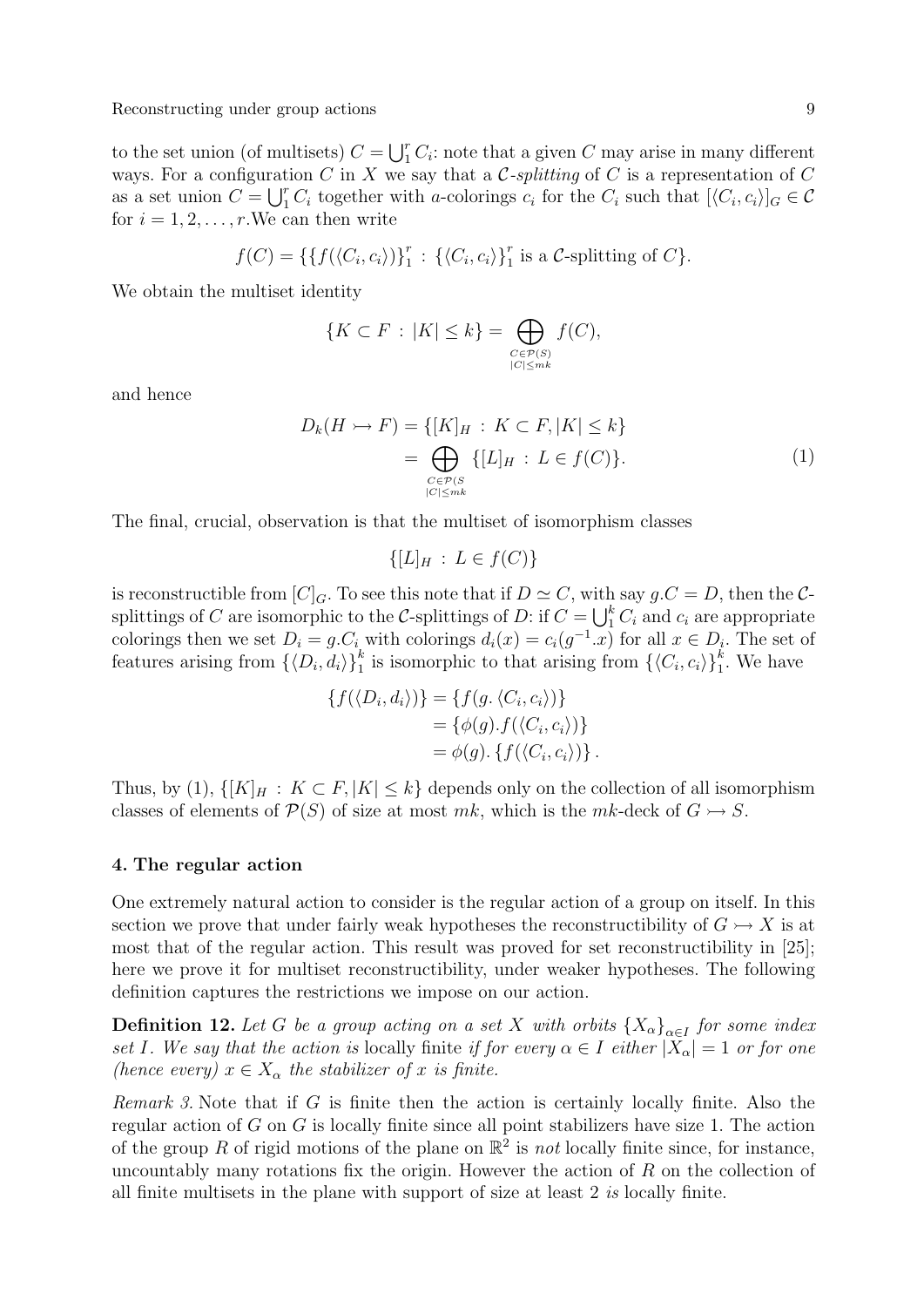to the set union (of multisets) $C = \bigcup_1^r C_i$: note that a given $C$ may arise in many different ways. For a configuration $C$ in $X$ we say that a $\mathcal{C}$*-splitting* of $C$ is a representation of $C$ as a set union $C = \bigcup_1^r C_i$ together with $a$-colorings $c_i$ for the $C_i$ such that $[\langle C_i, c_i\rangle]_G \in \mathcal{C}$ for $i = 1, 2, \ldots, r$.We can then write

$$f(C) = \{\{f(\langle C_i, c_i\rangle)\}_1^r \,:\, \{\langle C_i, c_i\rangle\}_1^r \text{ is a } \mathcal{C}\text{-splitting of } C\}.$$

We obtain the multiset identity

$$\{K \subset F \,:\, |K| \le k\} = \bigoplus_{\substack{C \in \mathcal{P}(S) \\ |C| \le mk}} f(C),$$

and hence

$$\begin{aligned} D_k(H \rightarrowtail F) &= \{[K]_H \,:\, K \subset F, |K| \le k\} \\ &= \bigoplus_{\substack{C \in \mathcal{P}(S \\ |C| \le mk}} \{[L]_H \,:\, L \in f(C)\}. \end{aligned} \tag{1}$$

The final, crucial, observation is that the multiset of isomorphism classes

$$\{[L]_H \,:\, L \in f(C)\}$$

is reconstructible from $[C]_G$. To see this note that if $D \simeq C$, with say $g.C = D$, then the $\mathcal{C}$-splittings of $C$ are isomorphic to the $\mathcal{C}$-splittings of $D$: if $C = \bigcup_1^k C_i$ and $c_i$ are appropriate colorings then we set $D_i = g.C_i$ with colorings $d_i(x) = c_i(g^{-1}.x)$ for all $x \in D_i$. The set of features arising from $\{\langle D_i, d_i\rangle\}_1^k$ is isomorphic to that arising from $\{\langle C_i, c_i\rangle\}_1^k$. We have

$$\begin{aligned} \{f(\langle D_i, d_i\rangle)\} &= \{f(g.\,\langle C_i, c_i\rangle)\} \\ &= \{\phi(g).f(\langle C_i, c_i\rangle)\} \\ &= \phi(g).\,\{f(\langle C_i, c_i\rangle)\}\,. \end{aligned}$$

Thus, by (1), $\{[K]_H \,:\, K \subset F, |K| \le k\}$ depends only on the collection of all isomorphism classes of elements of $\mathcal{P}(S)$ of size at most $mk$, which is the $mk$-deck of $G \rightarrowtail S$.

## 4. The regular action

One extremely natural action to consider is the regular action of a group on itself. In this section we prove that under fairly weak hypotheses the reconstructibility of $G \rightarrowtail X$ is at most that of the regular action. This result was proved for set reconstructibility in [25]; here we prove it for multiset reconstructibility, under weaker hypotheses. The following definition captures the restrictions we impose on our action.

**Definition 12.** *Let $G$ be a group acting on a set $X$ with orbits $\{X_\alpha\}_{\alpha \in I}$ for some index set $I$. We say that the action is* locally finite *if for every $\alpha \in I$ either $|X_\alpha| = 1$ or for one (hence every) $x \in X_\alpha$ the stabilizer of $x$ is finite.*

*Remark 3.* Note that if $G$ is finite then the action is certainly locally finite. Also the regular action of $G$ on $G$ is locally finite since all point stabilizers have size 1. The action of the group $R$ of rigid motions of the plane on $\mathbb{R}^2$ is *not* locally finite since, for instance, uncountably many rotations fix the origin. However the action of $R$ on the collection of all finite multisets in the plane with support of size at least 2 *is* locally finite.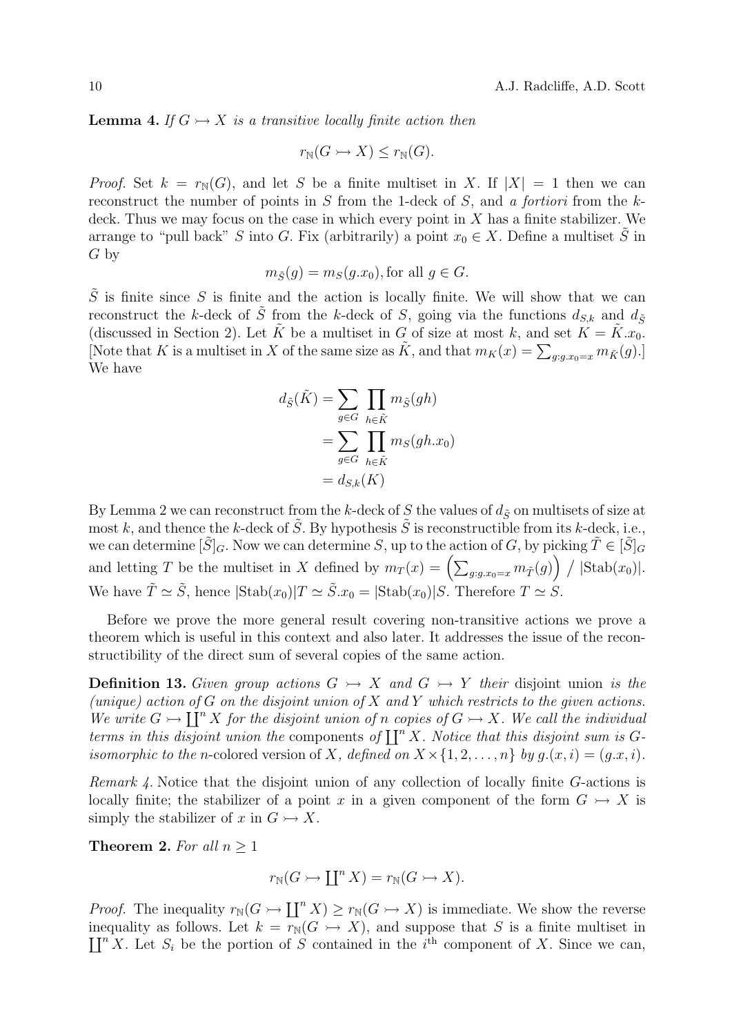**Lemma 4.** *If $G \rightarrowtail X$ is a transitive locally finite action then*

$$r_{\mathbb{N}}(G \rightarrowtail X) \leq r_{\mathbb{N}}(G).$$

*Proof.* Set $k = r_{\mathbb{N}}(G)$, and let $S$ be a finite multiset in $X$. If $|X| = 1$ then we can reconstruct the number of points in $S$ from the 1-deck of $S$, and *a fortiori* from the $k$-deck. Thus we may focus on the case in which every point in $X$ has a finite stabilizer. We arrange to "pull back" $S$ into $G$. Fix (arbitrarily) a point $x_0 \in X$. Define a multiset $\tilde{S}$ in $G$ by

$$m_{\tilde{S}}(g) = m_S(g.x_0), \text{for all } g \in G.$$

$\tilde{S}$ is finite since $S$ is finite and the action is locally finite. We will show that we can reconstruct the $k$-deck of $\tilde{S}$ from the $k$-deck of $S$, going via the functions $d_{S,k}$ and $d_{\tilde{S}}$ (discussed in Section 2). Let $\tilde{K}$ be a multiset in $G$ of size at most $k$, and set $K = \tilde{K}.x_0$. [Note that $K$ is a multiset in $X$ of the same size as $\tilde{K}$, and that $m_K(x) = \sum_{g:g.x_0=x} m_{\tilde{K}}(g)$.] We have

$$\begin{aligned} d_{\tilde{S}}(\tilde{K}) &= \sum_{g \in G} \prod_{h \in \tilde{K}} m_{\tilde{S}}(gh) \\ &= \sum_{g \in G} \prod_{h \in \tilde{K}} m_S(gh.x_0) \\ &= d_{S,k}(K) \end{aligned}$$

By Lemma 2 we can reconstruct from the $k$-deck of $S$ the values of $d_{\tilde{S}}$ on multisets of size at most $k$, and thence the $k$-deck of $\tilde{S}$. By hypothesis $\tilde{S}$ is reconstructible from its $k$-deck, i.e., we can determine $[\tilde{S}]_G$. Now we can determine $S$, up to the action of $G$, by picking $\tilde{T} \in [\tilde{S}]_G$ and letting $T$ be the multiset in $X$ defined by $m_T(x) = \left(\sum_{g:g.x_0=x} m_{\tilde{T}}(g)\right) \,/\, |\mathrm{Stab}(x_0)|$. We have $\tilde{T} \simeq \tilde{S}$, hence $|\mathrm{Stab}(x_0)|T \simeq \tilde{S}.x_0 = |\mathrm{Stab}(x_0)|S$. Therefore $T \simeq S$.

Before we prove the more general result covering non-transitive actions we prove a theorem which is useful in this context and also later. It addresses the issue of the reconstructibility of the direct sum of several copies of the same action.

**Definition 13.** *Given group actions $G \rightarrowtail X$ and $G \rightarrowtail Y$ their* disjoint union *is the (unique) action of $G$ on the disjoint union of $X$ and $Y$ which restricts to the given actions. We write $G \rightarrowtail \coprod^n X$ for the disjoint union of $n$ copies of $G \rightarrowtail X$. We call the individual terms in this disjoint union the* components *of $\coprod^n X$. Notice that this disjoint sum is $G$-isomorphic to the $n$*-colored *version of $X$, defined on $X \times \{1, 2, \ldots, n\}$ by $g.(x, i) = (g.x, i)$.*

*Remark 4.* Notice that the disjoint union of any collection of locally finite $G$-actions is locally finite; the stabilizer of a point $x$ in a given component of the form $G \rightarrowtail X$ is simply the stabilizer of $x$ in $G \rightarrowtail X$.

**Theorem 2.** *For all $n \geq 1$*

$$r_{\mathbb{N}}(G \rightarrowtail \textstyle\coprod^n X) = r_{\mathbb{N}}(G \rightarrowtail X).$$

*Proof.* The inequality $r_{\mathbb{N}}(G \rightarrowtail \coprod^n X) \geq r_{\mathbb{N}}(G \rightarrowtail X)$ is immediate. We show the reverse inequality as follows. Let $k = r_{\mathbb{N}}(G \rightarrowtail X)$, and suppose that $S$ is a finite multiset in $\coprod^n X$. Let $S_i$ be the portion of $S$ contained in the $i^{\text{th}}$ component of $X$. Since we can,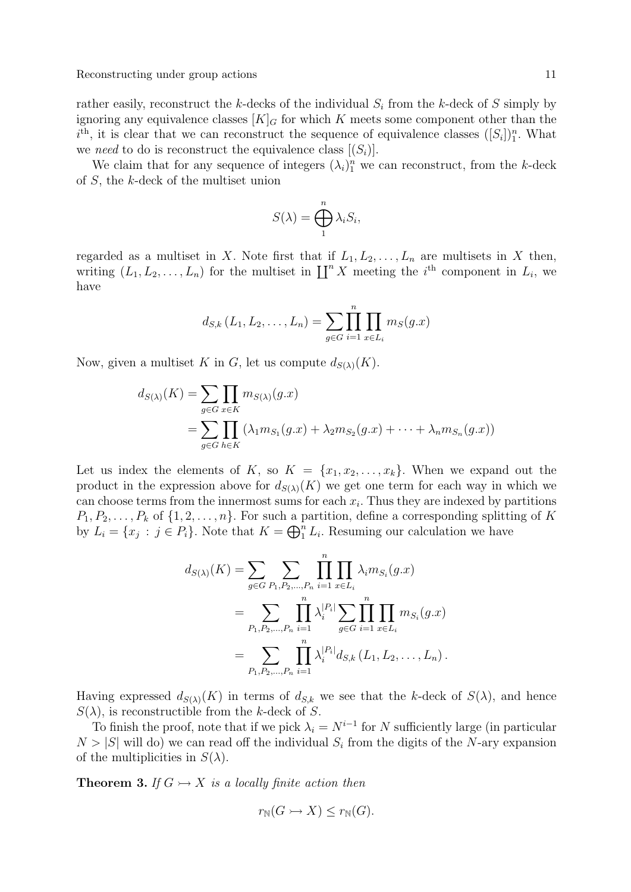rather easily, reconstruct the $k$-decks of the individual $S_i$ from the $k$-deck of $S$ simply by ignoring any equivalence classes $[K]_G$ for which $K$ meets some component other than the $i^{\text{th}}$, it is clear that we can reconstruct the sequence of equivalence classes $([S_i])_1^n$. What we *need* to do is reconstruct the equivalence class $[(S_i)]$.

We claim that for any sequence of integers $(\lambda_i)_1^n$ we can reconstruct, from the $k$-deck of $S$, the $k$-deck of the multiset union

$$S(\lambda) = \bigoplus_1^n \lambda_i S_i,$$

regarded as a multiset in $X$. Note first that if $L_1, L_2, \ldots, L_n$ are multisets in $X$ then, writing $(L_1, L_2, \ldots, L_n)$ for the multiset in $\coprod^n X$ meeting the $i^{\text{th}}$ component in $L_i$, we have

$$d_{S,k}\left(L_1, L_2, \ldots, L_n\right) = \sum_{g \in G} \prod_{i=1}^n \prod_{x \in L_i} m_S(g.x)$$

Now, given a multiset $K$ in $G$, let us compute $d_{S(\lambda)}(K)$.

$$\begin{aligned}
d_{S(\lambda)}(K) &= \sum_{g \in G} \prod_{x \in K} m_{S(\lambda)}(g.x) \\
&= \sum_{g \in G} \prod_{h \in K} \left(\lambda_1 m_{S_1}(g.x) + \lambda_2 m_{S_2}(g.x) + \cdots + \lambda_n m_{S_n}(g.x)\right)
\end{aligned}$$

Let us index the elements of $K$, so $K = \{x_1, x_2, \ldots, x_k\}$. When we expand out the product in the expression above for $d_{S(\lambda)}(K)$ we get one term for each way in which we can choose terms from the innermost sums for each $x_i$. Thus they are indexed by partitions $P_1, P_2, \ldots, P_k$ of $\{1, 2, \ldots, n\}$. For such a partition, define a corresponding splitting of $K$ by $L_i = \{x_j \,:\, j \in P_i\}$. Note that $K = \bigoplus_1^n L_i$. Resuming our calculation we have

$$\begin{aligned}
d_{S(\lambda)}(K) &= \sum_{g \in G} \sum_{P_1, P_2, \ldots, P_n} \prod_{i=1}^n \prod_{x \in L_i} \lambda_i m_{S_i}(g.x) \\
&= \sum_{P_1, P_2, \ldots, P_n} \prod_{i=1}^n \lambda_i^{|P_i|} \sum_{g \in G} \prod_{i=1}^n \prod_{x \in L_i} m_{S_i}(g.x) \\
&= \sum_{P_1, P_2, \ldots, P_n} \prod_{i=1}^n \lambda_i^{|P_i|} d_{S,k}\left(L_1, L_2, \ldots, L_n\right).
\end{aligned}$$

Having expressed $d_{S(\lambda)}(K)$ in terms of $d_{S,k}$ we see that the $k$-deck of $S(\lambda)$, and hence $S(\lambda)$, is reconstructible from the $k$-deck of $S$.

To finish the proof, note that if we pick $\lambda_i = N^{i-1}$ for $N$ sufficiently large (in particular $N > |S|$ will do) we can read off the individual $S_i$ from the digits of the $N$-ary expansion of the multiplicities in $S(\lambda)$.

**Theorem 3.** *If $G \rightarrowtail X$ is a locally finite action then*

$$r_{\mathbb{N}}(G \rightarrowtail X) \leq r_{\mathbb{N}}(G).$$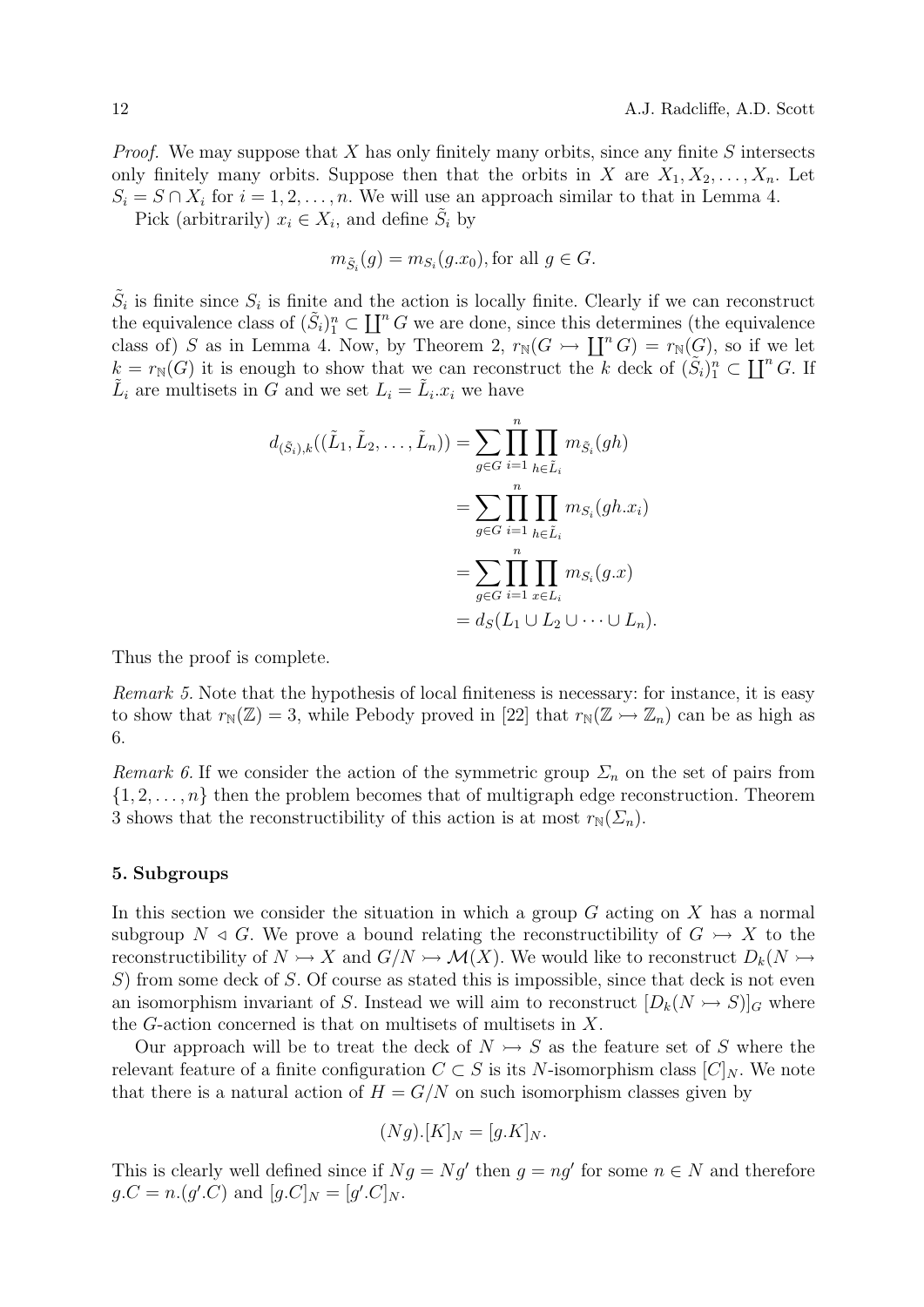*Proof.* We may suppose that $X$ has only finitely many orbits, since any finite $S$ intersects only finitely many orbits. Suppose then that the orbits in $X$ are $X_1, X_2, \ldots, X_n$. Let $S_i = S \cap X_i$ for $i = 1, 2, \ldots, n$. We will use an approach similar to that in Lemma 4.

Pick (arbitrarily) $x_i \in X_i$, and define $\tilde{S}_i$ by

$$m_{\tilde{S}_i}(g) = m_{S_i}(g.x_0), \text{for all } g \in G.$$

$\tilde{S}_i$ is finite since $S_i$ is finite and the action is locally finite. Clearly if we can reconstruct the equivalence class of $(\tilde{S}_i)_1^n \subset \coprod^n G$ we are done, since this determines (the equivalence class of) $S$ as in Lemma 4. Now, by Theorem 2, $r_{\mathbb{N}}(G \rightarrowtail \coprod^n G) = r_{\mathbb{N}}(G)$, so if we let $k = r_{\mathbb{N}}(G)$ it is enough to show that we can reconstruct the $k$ deck of $(\tilde{S}_i)_1^n \subset \coprod^n G$. If $\tilde{L}_i$ are multisets in $G$ and we set $L_i = \tilde{L}_i.x_i$ we have

$$\begin{aligned}
d_{(\tilde{S}_i),k}((\tilde{L}_1, \tilde{L}_2, \ldots, \tilde{L}_n)) &= \sum_{g \in G} \prod_{i=1}^{n} \prod_{h \in \tilde{L}_i} m_{\tilde{S}_i}(gh) \\
&= \sum_{g \in G} \prod_{i=1}^{n} \prod_{h \in \tilde{L}_i} m_{S_i}(gh.x_i) \\
&= \sum_{g \in G} \prod_{i=1}^{n} \prod_{x \in L_i} m_{S_i}(g.x) \\
&= d_S(L_1 \cup L_2 \cup \cdots \cup L_n).
\end{aligned}$$

Thus the proof is complete.

*Remark 5.* Note that the hypothesis of local finiteness is necessary: for instance, it is easy to show that $r_{\mathbb{N}}(\mathbb{Z}) = 3$, while Pebody proved in [22] that $r_{\mathbb{N}}(\mathbb{Z} \rightarrowtail \mathbb{Z}_n)$ can be as high as 6.

*Remark 6.* If we consider the action of the symmetric group $\Sigma_n$ on the set of pairs from $\{1, 2, \ldots, n\}$ then the problem becomes that of multigraph edge reconstruction. Theorem 3 shows that the reconstructibility of this action is at most $r_{\mathbb{N}}(\Sigma_n)$.

## 5. Subgroups

In this section we consider the situation in which a group $G$ acting on $X$ has a normal subgroup $N \lhd G$. We prove a bound relating the reconstructibility of $G \rightarrowtail X$ to the reconstructibility of $N \rightarrowtail X$ and $G/N \rightarrowtail \mathcal{M}(X)$. We would like to reconstruct $D_k(N \rightarrowtail S)$ from some deck of $S$. Of course as stated this is impossible, since that deck is not even an isomorphism invariant of $S$. Instead we will aim to reconstruct $[D_k(N \rightarrowtail S)]_G$ where the $G$-action concerned is that on multisets of multisets in $X$.

Our approach will be to treat the deck of $N \rightarrowtail S$ as the feature set of $S$ where the relevant feature of a finite configuration $C \subset S$ is its $N$-isomorphism class $[C]_N$. We note that there is a natural action of $H = G/N$ on such isomorphism classes given by

$$(Ng).[K]_N = [g.K]_N.$$

This is clearly well defined since if $Ng = Ng'$ then $g = ng'$ for some $n \in N$ and therefore $g.C = n.(g'.C)$ and $[g.C]_N = [g'.C]_N$.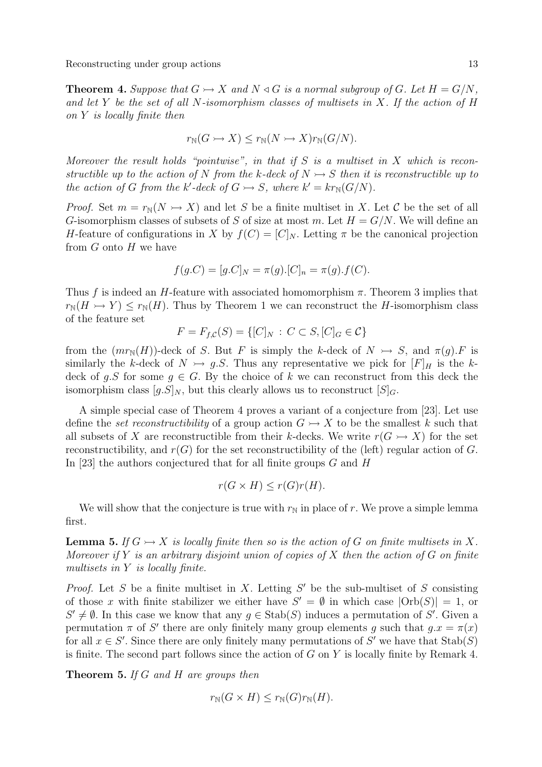**Theorem 4.** *Suppose that $G \rightarrowtail X$ and $N \lhd G$ is a normal subgroup of $G$. Let $H = G/N$, and let $Y$ be the set of all $N$-isomorphism classes of multisets in $X$. If the action of $H$ on $Y$ is locally finite then*

$$r_{\mathbb{N}}(G \rightarrowtail X) \leq r_{\mathbb{N}}(N \rightarrowtail X) r_{\mathbb{N}}(G/N).$$

*Moreover the result holds "pointwise", in that if $S$ is a multiset in $X$ which is reconstructible up to the action of $N$ from the $k$-deck of $N \rightarrowtail S$ then it is reconstructible up to the action of $G$ from the $k'$-deck of $G \rightarrowtail S$, where $k' = k r_{\mathbb{N}}(G/N)$.*

*Proof.* Set $m = r_{\mathbb{N}}(N \rightarrowtail X)$ and let $S$ be a finite multiset in $X$. Let $\mathcal{C}$ be the set of all $G$-isomorphism classes of subsets of $S$ of size at most $m$. Let $H = G/N$. We will define an $H$-feature of configurations in $X$ by $f(C) = [C]_N$. Letting $\pi$ be the canonical projection from $G$ onto $H$ we have

$$f(g.C) = [g.C]_N = \pi(g).[C]_n = \pi(g).f(C).$$

Thus $f$ is indeed an $H$-feature with associated homomorphism $\pi$. Theorem 3 implies that $r_{\mathbb{N}}(H \rightarrowtail Y) \leq r_{\mathbb{N}}(H)$. Thus by Theorem 1 we can reconstruct the $H$-isomorphism class of the feature set

$$F = F_{f,\mathcal{C}}(S) = \{[C]_N \,:\, C \subset S, [C]_G \in \mathcal{C}\}$$

from the $(m r_{\mathbb{N}}(H))$-deck of $S$. But $F$ is simply the $k$-deck of $N \rightarrowtail S$, and $\pi(g).F$ is similarly the $k$-deck of $N \rightarrowtail g.S$. Thus any representative we pick for $[F]_H$ is the $k$-deck of $g.S$ for some $g \in G$. By the choice of $k$ we can reconstruct from this deck the isomorphism class $[g.S]_N$, but this clearly allows us to reconstruct $[S]_G$.

A simple special case of Theorem 4 proves a variant of a conjecture from [23]. Let use define the *set reconstructibility* of a group action $G \rightarrowtail X$ to be the smallest $k$ such that all subsets of $X$ are reconstructible from their $k$-decks. We write $r(G \rightarrowtail X)$ for the set reconstructibility, and $r(G)$ for the set reconstructibility of the (left) regular action of $G$. In [23] the authors conjectured that for all finite groups $G$ and $H$

$$r(G \times H) \leq r(G) r(H).$$

We will show that the conjecture is true with $r_{\mathbb{N}}$ in place of $r$. We prove a simple lemma first.

**Lemma 5.** *If $G \rightarrowtail X$ is locally finite then so is the action of $G$ on finite multisets in $X$. Moreover if $Y$ is an arbitrary disjoint union of copies of $X$ then the action of $G$ on finite multisets in $Y$ is locally finite.*

*Proof.* Let $S$ be a finite multiset in $X$. Letting $S'$ be the sub-multiset of $S$ consisting of those $x$ with finite stabilizer we either have $S' = \emptyset$ in which case $|\mathrm{Orb}(S)| = 1$, or $S' \neq \emptyset$. In this case we know that any $g \in \mathrm{Stab}(S)$ induces a permutation of $S'$. Given a permutation $\pi$ of $S'$ there are only finitely many group elements $g$ such that $g.x = \pi(x)$ for all $x \in S'$. Since there are only finitely many permutations of $S'$ we have that $\mathrm{Stab}(S)$ is finite. The second part follows since the action of $G$ on $Y$ is locally finite by Remark 4.

**Theorem 5.** *If $G$ and $H$ are groups then*

$$r_{\mathbb{N}}(G \times H) \leq r_{\mathbb{N}}(G) r_{\mathbb{N}}(H).$$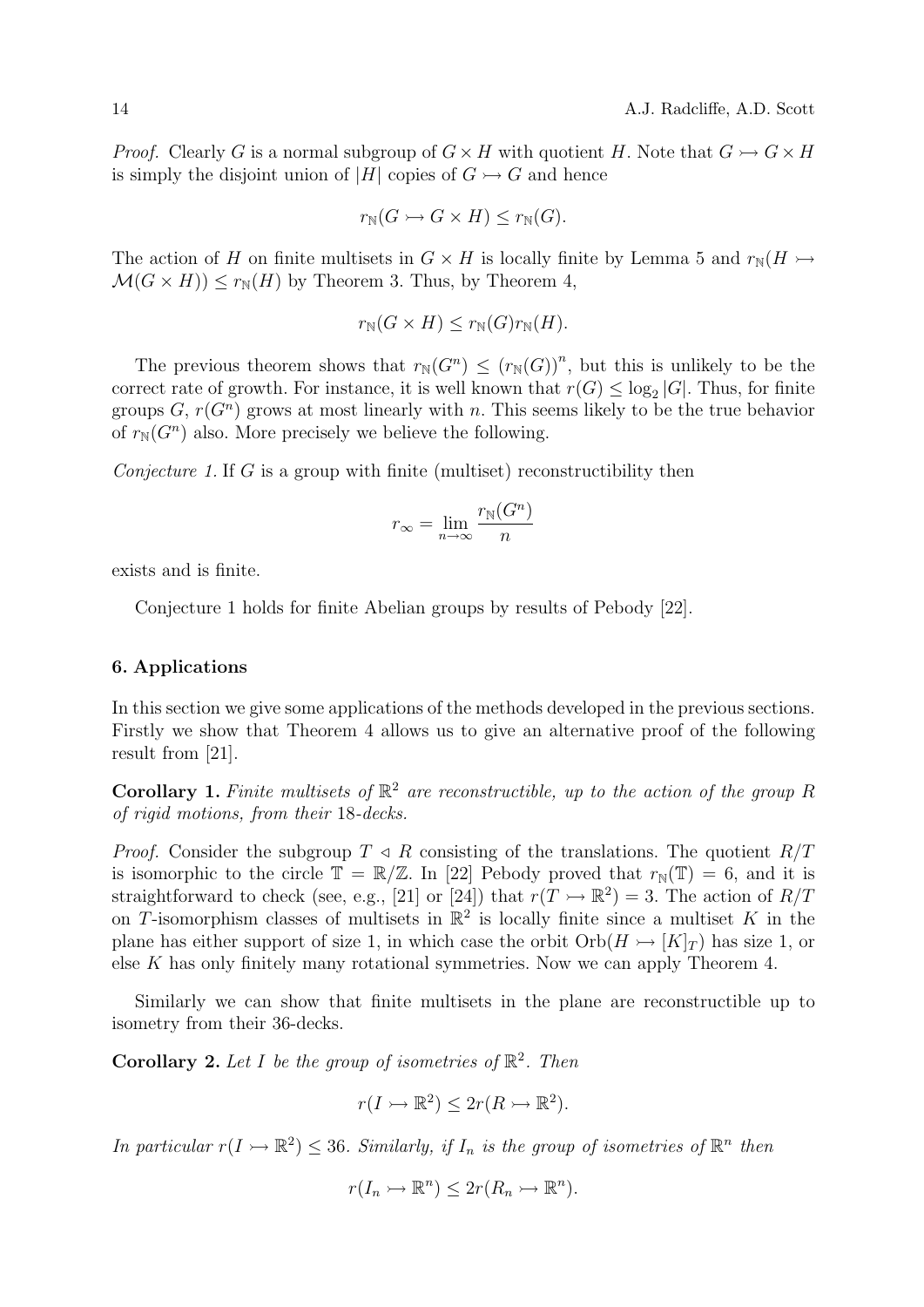*Proof.* Clearly $G$ is a normal subgroup of $G \times H$ with quotient $H$. Note that $G \rightarrowtail G \times H$ is simply the disjoint union of $|H|$ copies of $G \rightarrowtail G$ and hence

$$r_{\mathbb{N}}(G \rightarrowtail G \times H) \leq r_{\mathbb{N}}(G).$$

The action of $H$ on finite multisets in $G \times H$ is locally finite by Lemma 5 and $r_{\mathbb{N}}(H \rightarrowtail \mathcal{M}(G \times H)) \leq r_{\mathbb{N}}(H)$ by Theorem 3. Thus, by Theorem 4,

$$r_{\mathbb{N}}(G \times H) \leq r_{\mathbb{N}}(G) r_{\mathbb{N}}(H).$$

The previous theorem shows that $r_{\mathbb{N}}(G^n) \leq (r_{\mathbb{N}}(G))^n$, but this is unlikely to be the correct rate of growth. For instance, it is well known that $r(G) \leq \log_2 |G|$. Thus, for finite groups $G$, $r(G^n)$ grows at most linearly with $n$. This seems likely to be the true behavior of $r_{\mathbb{N}}(G^n)$ also. More precisely we believe the following.

*Conjecture 1.* If $G$ is a group with finite (multiset) reconstructibility then

$$r_\infty = \lim_{n \to \infty} \frac{r_{\mathbb{N}}(G^n)}{n}$$

exists and is finite.

Conjecture 1 holds for finite Abelian groups by results of Pebody [22].

## 6. Applications

In this section we give some applications of the methods developed in the previous sections. Firstly we show that Theorem 4 allows us to give an alternative proof of the following result from [21].

**Corollary 1.** *Finite multisets of $\mathbb{R}^2$ are reconstructible, up to the action of the group $R$ of rigid motions, from their 18-decks.*

*Proof.* Consider the subgroup $T \lhd R$ consisting of the translations. The quotient $R/T$ is isomorphic to the circle $\mathbb{T} = \mathbb{R}/\mathbb{Z}$. In [22] Pebody proved that $r_{\mathbb{N}}(\mathbb{T}) = 6$, and it is straightforward to check (see, e.g., [21] or [24]) that $r(T \rightarrowtail \mathbb{R}^2) = 3$. The action of $R/T$ on $T$-isomorphism classes of multisets in $\mathbb{R}^2$ is locally finite since a multiset $K$ in the plane has either support of size 1, in which case the orbit $\mathrm{Orb}(H \rightarrowtail [K]_T)$ has size 1, or else $K$ has only finitely many rotational symmetries. Now we can apply Theorem 4.

Similarly we can show that finite multisets in the plane are reconstructible up to isometry from their 36-decks.

**Corollary 2.** *Let $I$ be the group of isometries of $\mathbb{R}^2$. Then*

$$r(I \rightarrowtail \mathbb{R}^2) \leq 2r(R \rightarrowtail \mathbb{R}^2).$$

*In particular $r(I \rightarrowtail \mathbb{R}^2) \leq 36$. Similarly, if $I_n$ is the group of isometries of $\mathbb{R}^n$ then*

$$r(I_n \rightarrowtail \mathbb{R}^n) \leq 2r(R_n \rightarrowtail \mathbb{R}^n).$$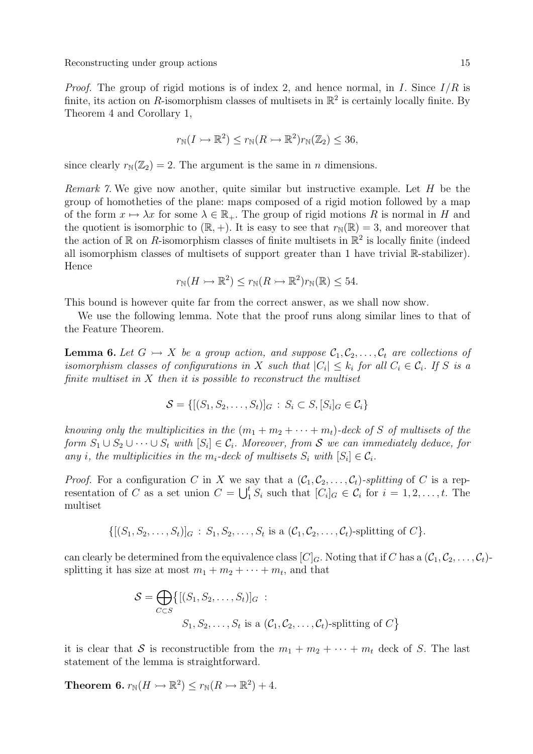*Proof.* The group of rigid motions is of index 2, and hence normal, in $I$. Since $I/R$ is finite, its action on $R$-isomorphism classes of multisets in $\mathbb{R}^2$ is certainly locally finite. By Theorem 4 and Corollary 1,

$$r_{\mathbb{N}}(I \rightarrowtail \mathbb{R}^2) \leq r_{\mathbb{N}}(R \rightarrowtail \mathbb{R}^2) r_{\mathbb{N}}(\mathbb{Z}_2) \leq 36,$$

since clearly $r_{\mathbb{N}}(\mathbb{Z}_2) = 2$. The argument is the same in $n$ dimensions.

*Remark 7.* We give now another, quite similar but instructive example. Let $H$ be the group of homotheties of the plane: maps composed of a rigid motion followed by a map of the form $x \mapsto \lambda x$ for some $\lambda \in \mathbb{R}_+$. The group of rigid motions $R$ is normal in $H$ and the quotient is isomorphic to $(\mathbb{R}, +)$. It is easy to see that $r_{\mathbb{N}}(\mathbb{R}) = 3$, and moreover that the action of $\mathbb{R}$ on $R$-isomorphism classes of finite multisets in $\mathbb{R}^2$ is locally finite (indeed all isomorphism classes of multisets of support greater than 1 have trivial $\mathbb{R}$-stabilizer). Hence

$$r_{\mathbb{N}}(H \rightarrowtail \mathbb{R}^2) \leq r_{\mathbb{N}}(R \rightarrowtail \mathbb{R}^2) r_{\mathbb{N}}(\mathbb{R}) \leq 54.$$

This bound is however quite far from the correct answer, as we shall now show.

We use the following lemma. Note that the proof runs along similar lines to that of the Feature Theorem.

**Lemma 6.** *Let $G \rightarrowtail X$ be a group action, and suppose $\mathcal{C}_1, \mathcal{C}_2, \ldots, \mathcal{C}_t$ are collections of isomorphism classes of configurations in $X$ such that $|C_i| \leq k_i$ for all $C_i \in \mathcal{C}_i$. If $S$ is a finite multiset in $X$ then it is possible to reconstruct the multiset*

$$\mathcal{S} = \{[(S_1, S_2, \ldots, S_t)]_G : S_i \subset S, [S_i]_G \in \mathcal{C}_i\}$$

*knowing only the multiplicities in the $(m_1 + m_2 + \cdots + m_t)$-deck of $S$ of multisets of the form $S_1 \cup S_2 \cup \cdots \cup S_t$ with $[S_i] \in \mathcal{C}_i$. Moreover, from $\mathcal{S}$ we can immediately deduce, for any $i$, the multiplicities in the $m_i$-deck of multisets $S_i$ with $[S_i] \in \mathcal{C}_i$.*

*Proof.* For a configuration $C$ in $X$ we say that a $(\mathcal{C}_1, \mathcal{C}_2, \ldots, \mathcal{C}_t)$-*splitting* of $C$ is a representation of $C$ as a set union $C = \bigcup_1^t S_i$ such that $[C_i]_G \in \mathcal{C}_i$ for $i = 1, 2, \ldots, t$. The multiset

$$\{[(S_1, S_2, \ldots, S_t)]_G : S_1, S_2, \ldots, S_t \text{ is a } (\mathcal{C}_1, \mathcal{C}_2, \ldots, \mathcal{C}_t)\text{-splitting of } C\}.$$

can clearly be determined from the equivalence class $[C]_G$. Noting that if $C$ has a $(\mathcal{C}_1, \mathcal{C}_2, \ldots, \mathcal{C}_t)$-splitting it has size at most $m_1 + m_2 + \cdots + m_t$, and that

$$\mathcal{S} = \bigoplus_{C \subset S} \big\{ [(S_1, S_2, \ldots, S_t)]_G : S_1, S_2, \ldots, S_t \text{ is a } (\mathcal{C}_1, \mathcal{C}_2, \ldots, \mathcal{C}_t)\text{-splitting of } C \big\}$$

it is clear that $\mathcal{S}$ is reconstructible from the $m_1 + m_2 + \cdots + m_t$ deck of $S$. The last statement of the lemma is straightforward.

**Theorem 6.** $r_{\mathbb{N}}(H \rightarrowtail \mathbb{R}^2) \leq r_{\mathbb{N}}(R \rightarrowtail \mathbb{R}^2) + 4.$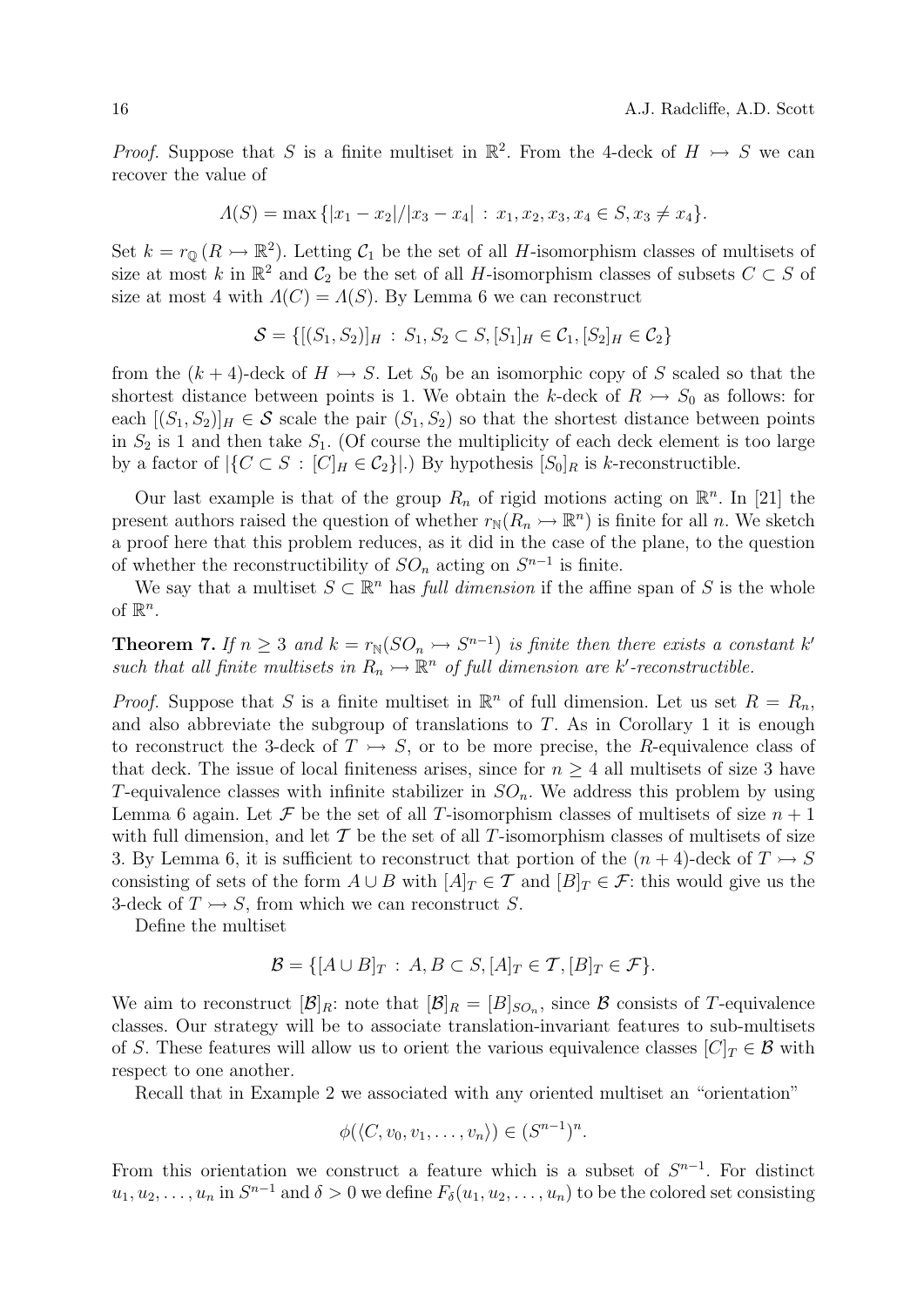*Proof.* Suppose that $S$ is a finite multiset in $\mathbb{R}^2$. From the 4-deck of $H \rightarrowtail S$ we can recover the value of

$$\Lambda(S) = \max\{|x_1 - x_2|/|x_3 - x_4| \,:\, x_1, x_2, x_3, x_4 \in S, x_3 \neq x_4\}.$$

Set $k = r_{\mathbb{Q}}(R \rightarrowtail \mathbb{R}^2)$. Letting $\mathcal{C}_1$ be the set of all $H$-isomorphism classes of multisets of size at most $k$ in $\mathbb{R}^2$ and $\mathcal{C}_2$ be the set of all $H$-isomorphism classes of subsets $C \subset S$ of size at most 4 with $\Lambda(C) = \Lambda(S)$. By Lemma 6 we can reconstruct

$$\mathcal{S} = \{[(S_1, S_2)]_H \,:\, S_1, S_2 \subset S, [S_1]_H \in \mathcal{C}_1, [S_2]_H \in \mathcal{C}_2\}$$

from the $(k+4)$-deck of $H \rightarrowtail S$. Let $S_0$ be an isomorphic copy of $S$ scaled so that the shortest distance between points is 1. We obtain the $k$-deck of $R \rightarrowtail S_0$ as follows: for each $[(S_1, S_2)]_H \in \mathcal{S}$ scale the pair $(S_1, S_2)$ so that the shortest distance between points in $S_2$ is 1 and then take $S_1$. (Of course the multiplicity of each deck element is too large by a factor of $|\{C \subset S \,:\, [C]_H \in \mathcal{C}_2\}|$.) By hypothesis $[S_0]_R$ is $k$-reconstructible.

Our last example is that of the group $R_n$ of rigid motions acting on $\mathbb{R}^n$. In [21] the present authors raised the question of whether $r_{\mathbb{N}}(R_n \rightarrowtail \mathbb{R}^n)$ is finite for all $n$. We sketch a proof here that this problem reduces, as it did in the case of the plane, to the question of whether the reconstructibility of $SO_n$ acting on $S^{n-1}$ is finite.

We say that a multiset $S \subset \mathbb{R}^n$ has *full dimension* if the affine span of $S$ is the whole of $\mathbb{R}^n$.

**Theorem 7.** *If $n \geq 3$ and $k = r_{\mathbb{N}}(SO_n \rightarrowtail S^{n-1})$ is finite then there exists a constant $k'$ such that all finite multisets in $R_n \rightarrowtail \mathbb{R}^n$ of full dimension are $k'$-reconstructible.*

*Proof.* Suppose that $S$ is a finite multiset in $\mathbb{R}^n$ of full dimension. Let us set $R = R_n$, and also abbreviate the subgroup of translations to $T$. As in Corollary 1 it is enough to reconstruct the 3-deck of $T \rightarrowtail S$, or to be more precise, the $R$-equivalence class of that deck. The issue of local finiteness arises, since for $n \geq 4$ all multisets of size 3 have $T$-equivalence classes with infinite stabilizer in $SO_n$. We address this problem by using Lemma 6 again. Let $\mathcal{F}$ be the set of all $T$-isomorphism classes of multisets of size $n+1$ with full dimension, and let $\mathcal{T}$ be the set of all $T$-isomorphism classes of multisets of size 3. By Lemma 6, it is sufficient to reconstruct that portion of the $(n+4)$-deck of $T \rightarrowtail S$ consisting of sets of the form $A \cup B$ with $[A]_T \in \mathcal{T}$ and $[B]_T \in \mathcal{F}$: this would give us the 3-deck of $T \rightarrowtail S$, from which we can reconstruct $S$.

Define the multiset

$$\mathcal{B} = \{[A \cup B]_T \,:\, A, B \subset S, [A]_T \in \mathcal{T}, [B]_T \in \mathcal{F}\}.$$

We aim to reconstruct $[\mathcal{B}]_R$: note that $[\mathcal{B}]_R = [B]_{SO_n}$, since $\mathcal{B}$ consists of $T$-equivalence classes. Our strategy will be to associate translation-invariant features to sub-multisets of $S$. These features will allow us to orient the various equivalence classes $[C]_T \in \mathcal{B}$ with respect to one another.

Recall that in Example 2 we associated with any oriented multiset an "orientation"

$$\phi(\langle C, v_0, v_1, \ldots, v_n \rangle) \in (S^{n-1})^n.$$

From this orientation we construct a feature which is a subset of $S^{n-1}$. For distinct $u_1, u_2, \ldots, u_n$ in $S^{n-1}$ and $\delta > 0$ we define $F_\delta(u_1, u_2, \ldots, u_n)$ to be the colored set consisting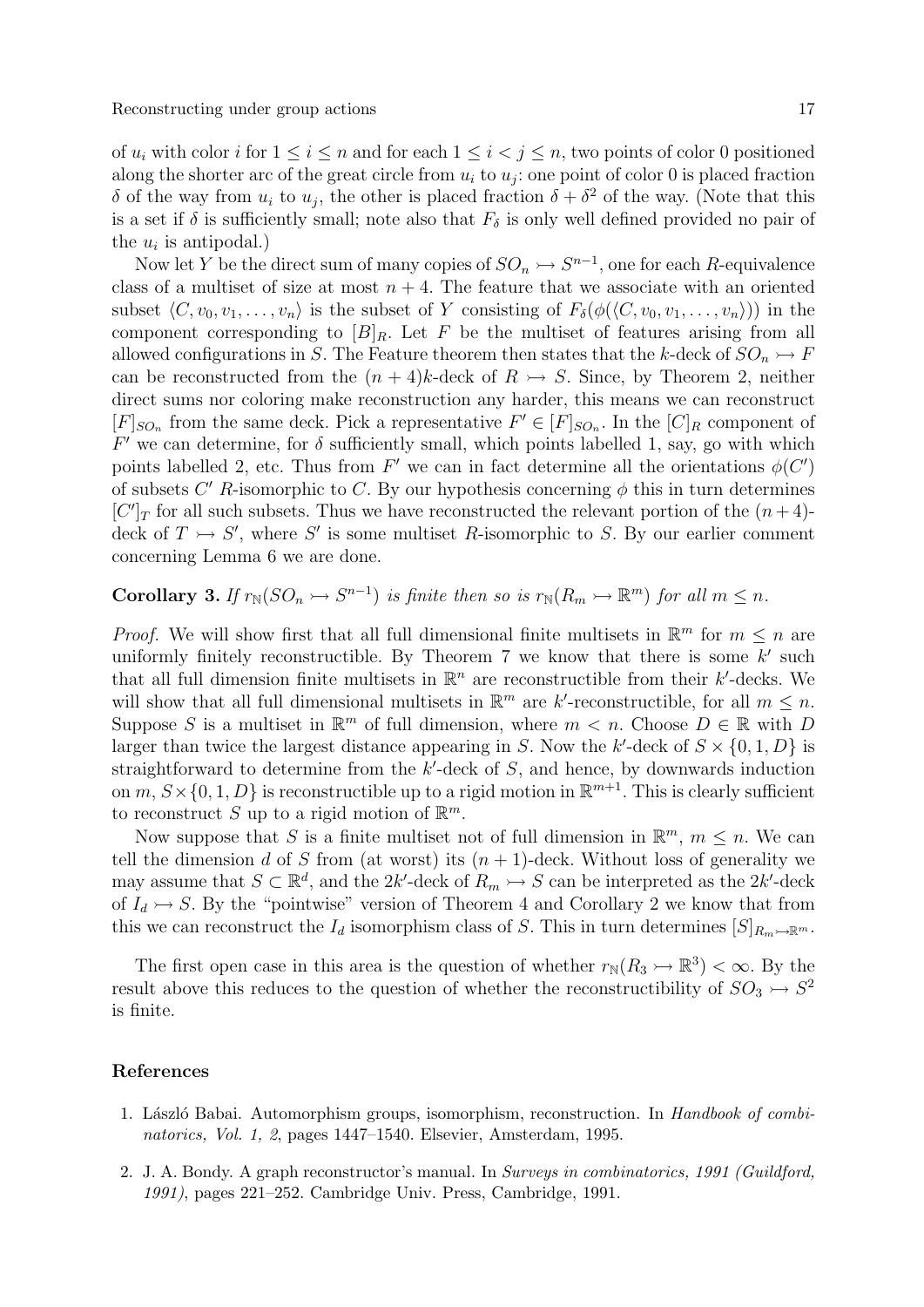of $u_i$ with color $i$ for $1 \le i \le n$ and for each $1 \le i < j \le n$, two points of color 0 positioned along the shorter arc of the great circle from $u_i$ to $u_j$: one point of color 0 is placed fraction $\delta$ of the way from $u_i$ to $u_j$, the other is placed fraction $\delta + \delta^2$ of the way. (Note that this is a set if $\delta$ is sufficiently small; note also that $F_\delta$ is only well defined provided no pair of the $u_i$ is antipodal.)

Now let $Y$ be the direct sum of many copies of $SO_n \rightarrowtail S^{n-1}$, one for each $R$-equivalence class of a multiset of size at most $n+4$. The feature that we associate with an oriented subset $\langle C, v_0, v_1, \ldots, v_n \rangle$ is the subset of $Y$ consisting of $F_\delta(\phi(\langle C, v_0, v_1, \ldots, v_n\rangle))$ in the component corresponding to $[B]_R$. Let $F$ be the multiset of features arising from all allowed configurations in $S$. The Feature theorem then states that the $k$-deck of $SO_n \rightarrowtail F$ can be reconstructed from the $(n+4)k$-deck of $R \rightarrowtail S$. Since, by Theorem 2, neither direct sums nor coloring make reconstruction any harder, this means we can reconstruct $[F]_{SO_n}$ from the same deck. Pick a representative $F' \in [F]_{SO_n}$. In the $[C]_R$ component of $F'$ we can determine, for $\delta$ sufficiently small, which points labelled 1, say, go with which points labelled 2, etc. Thus from $F'$ we can in fact determine all the orientations $\phi(C')$ of subsets $C'$ $R$-isomorphic to $C$. By our hypothesis concerning $\phi$ this in turn determines $[C']_T$ for all such subsets. Thus we have reconstructed the relevant portion of the $(n+4)$-deck of $T \rightarrowtail S'$, where $S'$ is some multiset $R$-isomorphic to $S$. By our earlier comment concerning Lemma 6 we are done.

**Corollary 3.** *If $r_{\mathbb{N}}(SO_n \rightarrowtail S^{n-1})$ is finite then so is $r_{\mathbb{N}}(R_m \rightarrowtail \mathbb{R}^m)$ for all $m \le n$.*

*Proof.* We will show first that all full dimensional finite multisets in $\mathbb{R}^m$ for $m \le n$ are uniformly finitely reconstructible. By Theorem 7 we know that there is some $k'$ such that all full dimension finite multisets in $\mathbb{R}^n$ are reconstructible from their $k'$-decks. We will show that all full dimensional multisets in $\mathbb{R}^m$ are $k'$-reconstructible, for all $m \le n$. Suppose $S$ is a multiset in $\mathbb{R}^m$ of full dimension, where $m < n$. Choose $D \in \mathbb{R}$ with $D$ larger than twice the largest distance appearing in $S$. Now the $k'$-deck of $S \times \{0, 1, D\}$ is straightforward to determine from the $k'$-deck of $S$, and hence, by downwards induction on $m$, $S \times \{0, 1, D\}$ is reconstructible up to a rigid motion in $\mathbb{R}^{m+1}$. This is clearly sufficient to reconstruct $S$ up to a rigid motion of $\mathbb{R}^m$.

Now suppose that $S$ is a finite multiset not of full dimension in $\mathbb{R}^m$, $m \le n$. We can tell the dimension $d$ of $S$ from (at worst) its $(n+1)$-deck. Without loss of generality we may assume that $S \subset \mathbb{R}^d$, and the $2k'$-deck of $R_m \rightarrowtail S$ can be interpreted as the $2k'$-deck of $I_d \rightarrowtail S$. By the "pointwise" version of Theorem 4 and Corollary 2 we know that from this we can reconstruct the $I_d$ isomorphism class of $S$. This in turn determines $[S]_{R_m \rightarrowtail \mathbb{R}^m}$.

The first open case in this area is the question of whether $r_{\mathbb{N}}(R_3 \rightarrowtail \mathbb{R}^3) < \infty$. By the result above this reduces to the question of whether the reconstructibility of $SO_3 \rightarrowtail S^2$ is finite.

## References

1. László Babai. Automorphism groups, isomorphism, reconstruction. In *Handbook of combinatorics, Vol. 1, 2*, pages 1447–1540. Elsevier, Amsterdam, 1995.
2. J. A. Bondy. A graph reconstructor's manual. In *Surveys in combinatorics, 1991 (Guildford, 1991)*, pages 221–252. Cambridge Univ. Press, Cambridge, 1991.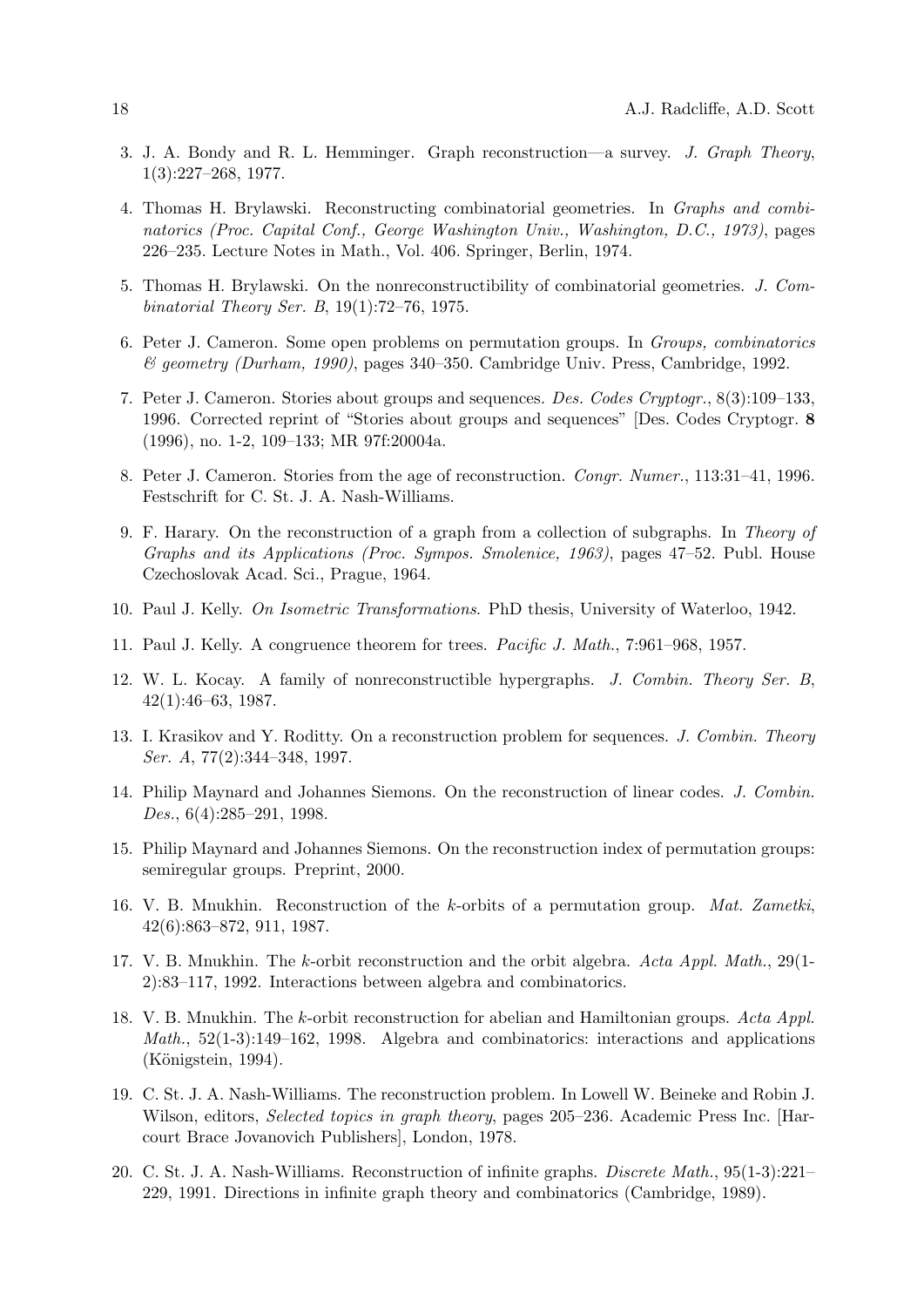3. J. A. Bondy and R. L. Hemminger. Graph reconstruction—a survey. *J. Graph Theory*, 1(3):227–268, 1977.

4. Thomas H. Brylawski. Reconstructing combinatorial geometries. In *Graphs and combinatorics (Proc. Capital Conf., George Washington Univ., Washington, D.C., 1973)*, pages 226–235. Lecture Notes in Math., Vol. 406. Springer, Berlin, 1974.

5. Thomas H. Brylawski. On the nonreconstructibility of combinatorial geometries. *J. Combinatorial Theory Ser. B*, 19(1):72–76, 1975.

6. Peter J. Cameron. Some open problems on permutation groups. In *Groups, combinatorics & geometry (Durham, 1990)*, pages 340–350. Cambridge Univ. Press, Cambridge, 1992.

7. Peter J. Cameron. Stories about groups and sequences. *Des. Codes Cryptogr.*, 8(3):109–133, 1996. Corrected reprint of "Stories about groups and sequences" [Des. Codes Cryptogr. **8** (1996), no. 1-2, 109–133; MR 97f:20004a.

8. Peter J. Cameron. Stories from the age of reconstruction. *Congr. Numer.*, 113:31–41, 1996. Festschrift for C. St. J. A. Nash-Williams.

9. F. Harary. On the reconstruction of a graph from a collection of subgraphs. In *Theory of Graphs and its Applications (Proc. Sympos. Smolenice, 1963)*, pages 47–52. Publ. House Czechoslovak Acad. Sci., Prague, 1964.

10. Paul J. Kelly. *On Isometric Transformations*. PhD thesis, University of Waterloo, 1942.

11. Paul J. Kelly. A congruence theorem for trees. *Pacific J. Math.*, 7:961–968, 1957.

12. W. L. Kocay. A family of nonreconstructible hypergraphs. *J. Combin. Theory Ser. B*, 42(1):46–63, 1987.

13. I. Krasikov and Y. Roditty. On a reconstruction problem for sequences. *J. Combin. Theory Ser. A*, 77(2):344–348, 1997.

14. Philip Maynard and Johannes Siemons. On the reconstruction of linear codes. *J. Combin. Des.*, 6(4):285–291, 1998.

15. Philip Maynard and Johannes Siemons. On the reconstruction index of permutation groups: semiregular groups. Preprint, 2000.

16. V. B. Mnukhin. Reconstruction of the $k$-orbits of a permutation group. *Mat. Zametki*, 42(6):863–872, 911, 1987.

17. V. B. Mnukhin. The $k$-orbit reconstruction and the orbit algebra. *Acta Appl. Math.*, 29(1-2):83–117, 1992. Interactions between algebra and combinatorics.

18. V. B. Mnukhin. The $k$-orbit reconstruction for abelian and Hamiltonian groups. *Acta Appl. Math.*, 52(1-3):149–162, 1998. Algebra and combinatorics: interactions and applications (Königstein, 1994).

19. C. St. J. A. Nash-Williams. The reconstruction problem. In Lowell W. Beineke and Robin J. Wilson, editors, *Selected topics in graph theory*, pages 205–236. Academic Press Inc. [Harcourt Brace Jovanovich Publishers], London, 1978.

20. C. St. J. A. Nash-Williams. Reconstruction of infinite graphs. *Discrete Math.*, 95(1-3):221–229, 1991. Directions in infinite graph theory and combinatorics (Cambridge, 1989).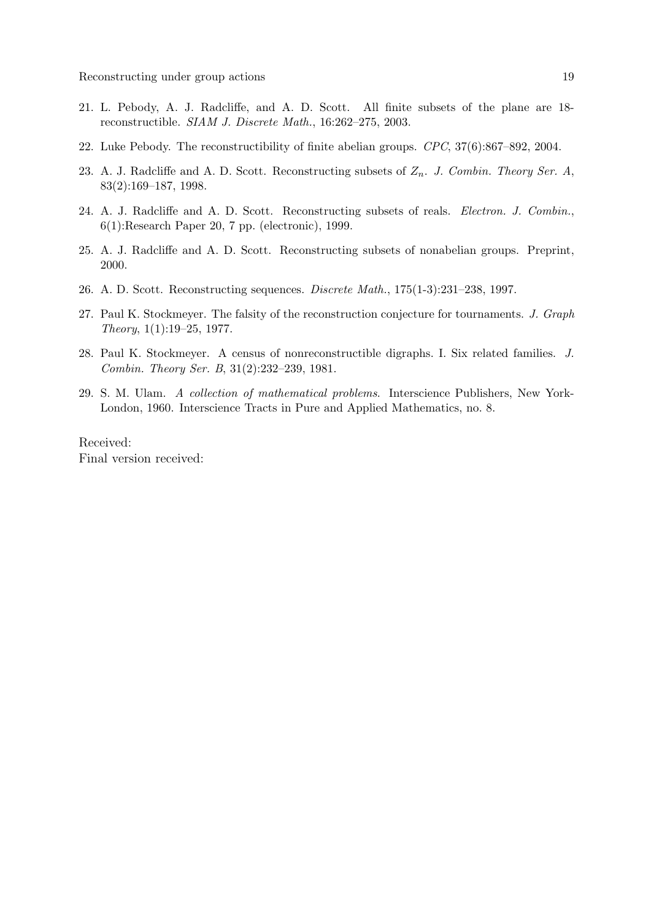21. L. Pebody, A. J. Radcliffe, and A. D. Scott. All finite subsets of the plane are 18-reconstructible. *SIAM J. Discrete Math.*, 16:262–275, 2003.
22. Luke Pebody. The reconstructibility of finite abelian groups. *CPC*, 37(6):867–892, 2004.
23. A. J. Radcliffe and A. D. Scott. Reconstructing subsets of $Z_n$. *J. Combin. Theory Ser. A*, 83(2):169–187, 1998.
24. A. J. Radcliffe and A. D. Scott. Reconstructing subsets of reals. *Electron. J. Combin.*, 6(1):Research Paper 20, 7 pp. (electronic), 1999.
25. A. J. Radcliffe and A. D. Scott. Reconstructing subsets of nonabelian groups. Preprint, 2000.
26. A. D. Scott. Reconstructing sequences. *Discrete Math.*, 175(1-3):231–238, 1997.
27. Paul K. Stockmeyer. The falsity of the reconstruction conjecture for tournaments. *J. Graph Theory*, 1(1):19–25, 1977.
28. Paul K. Stockmeyer. A census of nonreconstructible digraphs. I. Six related families. *J. Combin. Theory Ser. B*, 31(2):232–239, 1981.
29. S. M. Ulam. *A collection of mathematical problems*. Interscience Publishers, New York-London, 1960. Interscience Tracts in Pure and Applied Mathematics, no. 8.

Received:
Final version received: